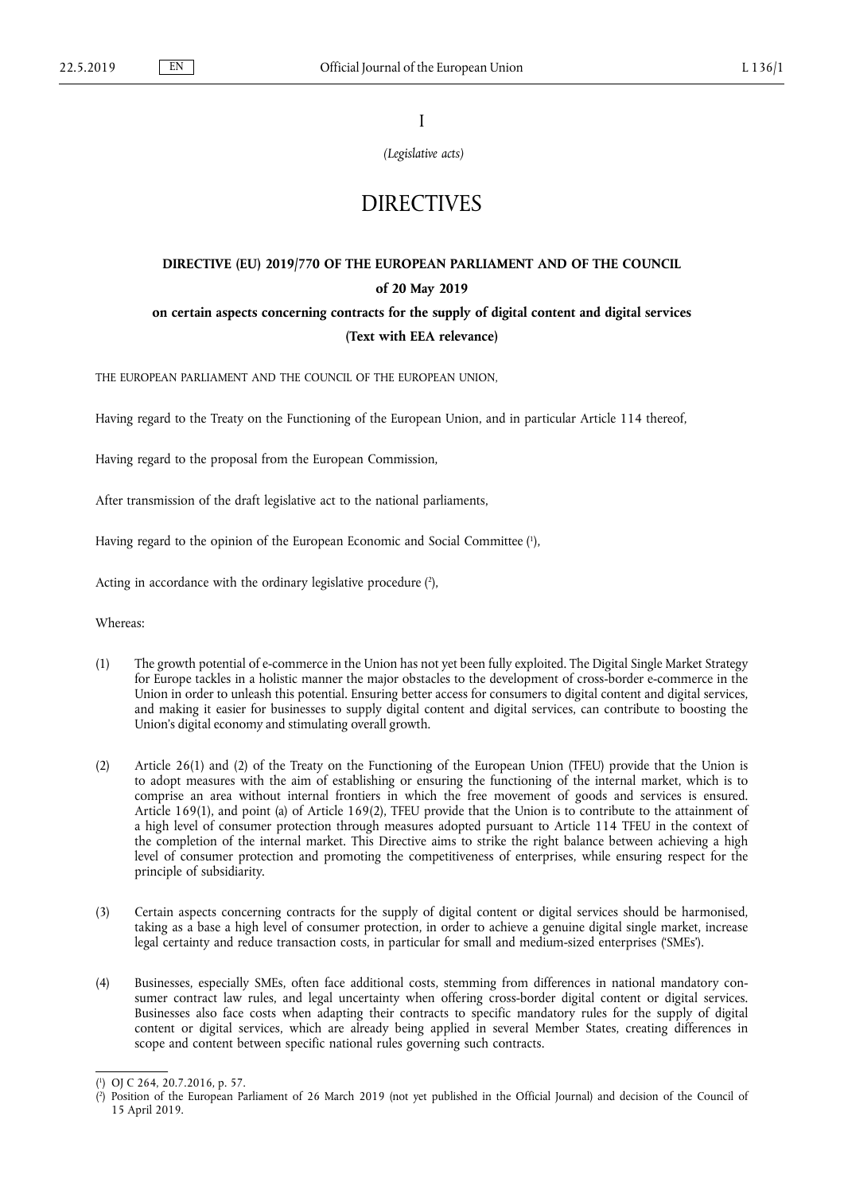I

*(Legislative acts)*

# DIRECTIVES

## DIRECTIVE (EU) 2019/770 OF THE EUROPEAN PARLIAMENT AND OF THE COUNCIL

### of 20 May 2019

### on certain aspects concerning contracts for the supply of digital content and digital services

### (Text with EEA relevance)

THE EUROPEAN PARLIAMENT AND THE COUNCIL OF THE EUROPEAN UNION,

Having regard to the Treaty on the Functioning of the European Union, and in particular Article 114 thereof,

Having regard to the proposal from the European Commission,

After transmission of the draft legislative act to the national parliaments,

Having regard to the opinion of the European Economic and Social Committee ([1]),

Acting in accordance with the ordinary legislative procedure ([2]),

Whereas:

(1) The growth potential of e-commerce in the Union has not yet been fully exploited. The Digital Single Market Strategy for Europe tackles in a holistic manner the major obstacles to the development of cross-border e-commerce in the Union in order to unleash this potential. Ensuring better access for consumers to digital content and digital services, and making it easier for businesses to supply digital content and digital services, can contribute to boosting the Union's digital economy and stimulating overall growth.

(2) Article 26(1) and (2) of the Treaty on the Functioning of the European Union (TFEU) provide that the Union is to adopt measures with the aim of establishing or ensuring the functioning of the internal market, which is to comprise an area without internal frontiers in which the free movement of goods and services is ensured. Article 169(1), and point (a) of Article 169(2), TFEU provide that the Union is to contribute to the attainment of a high level of consumer protection through measures adopted pursuant to Article 114 TFEU in the context of the completion of the internal market. This Directive aims to strike the right balance between achieving a high level of consumer protection and promoting the competitiveness of enterprises, while ensuring respect for the principle of subsidiarity.

(3) Certain aspects concerning contracts for the supply of digital content or digital services should be harmonised, taking as a base a high level of consumer protection, in order to achieve a genuine digital single market, increase legal certainty and reduce transaction costs, in particular for small and medium-sized enterprises ('SMEs').

(4) Businesses, especially SMEs, often face additional costs, stemming from differences in national mandatory consumer contract law rules, and legal uncertainty when offering cross-border digital content or digital services. Businesses also face costs when adapting their contracts to specific mandatory rules for the supply of digital content or digital services, which are already being applied in several Member States, creating differences in scope and content between specific national rules governing such contracts.

---

([1]) OJ C 264, 20.7.2016, p. 57.

([2]) Position of the European Parliament of 26 March 2019 (not yet published in the Official Journal) and decision of the Council of 15 April 2019.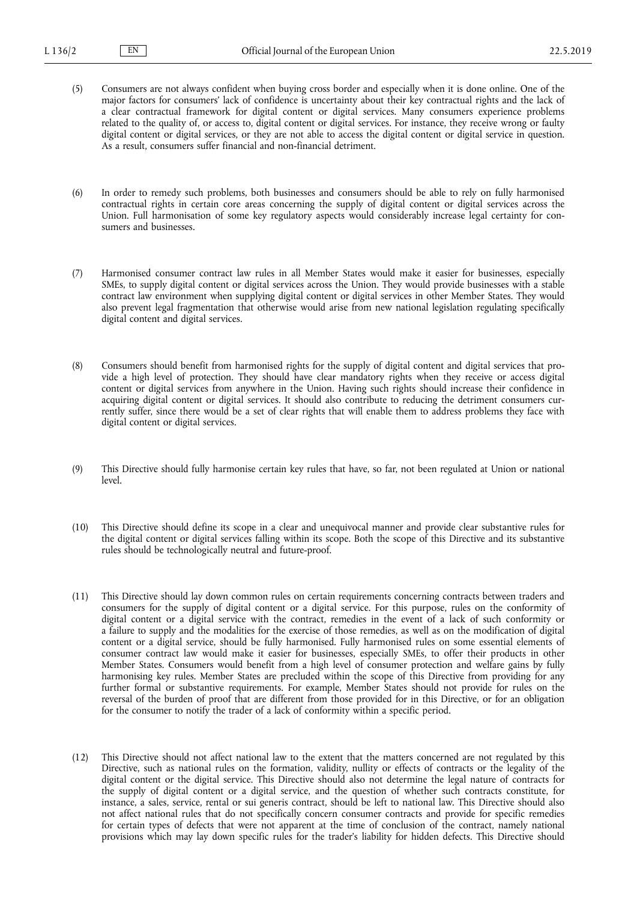(5) Consumers are not always confident when buying cross border and especially when it is done online. One of the major factors for consumers' lack of confidence is uncertainty about their key contractual rights and the lack of a clear contractual framework for digital content or digital services. Many consumers experience problems related to the quality of, or access to, digital content or digital services. For instance, they receive wrong or faulty digital content or digital services, or they are not able to access the digital content or digital service in question. As a result, consumers suffer financial and non-financial detriment.

(6) In order to remedy such problems, both businesses and consumers should be able to rely on fully harmonised contractual rights in certain core areas concerning the supply of digital content or digital services across the Union. Full harmonisation of some key regulatory aspects would considerably increase legal certainty for consumers and businesses.

(7) Harmonised consumer contract law rules in all Member States would make it easier for businesses, especially SMEs, to supply digital content or digital services across the Union. They would provide businesses with a stable contract law environment when supplying digital content or digital services in other Member States. They would also prevent legal fragmentation that otherwise would arise from new national legislation regulating specifically digital content and digital services.

(8) Consumers should benefit from harmonised rights for the supply of digital content and digital services that provide a high level of protection. They should have clear mandatory rights when they receive or access digital content or digital services from anywhere in the Union. Having such rights should increase their confidence in acquiring digital content or digital services. It should also contribute to reducing the detriment consumers currently suffer, since there would be a set of clear rights that will enable them to address problems they face with digital content or digital services.

(9) This Directive should fully harmonise certain key rules that have, so far, not been regulated at Union or national level.

(10) This Directive should define its scope in a clear and unequivocal manner and provide clear substantive rules for the digital content or digital services falling within its scope. Both the scope of this Directive and its substantive rules should be technologically neutral and future-proof.

(11) This Directive should lay down common rules on certain requirements concerning contracts between traders and consumers for the supply of digital content or a digital service. For this purpose, rules on the conformity of digital content or a digital service with the contract, remedies in the event of a lack of such conformity or a failure to supply and the modalities for the exercise of those remedies, as well as on the modification of digital content or a digital service, should be fully harmonised. Fully harmonised rules on some essential elements of consumer contract law would make it easier for businesses, especially SMEs, to offer their products in other Member States. Consumers would benefit from a high level of consumer protection and welfare gains by fully harmonising key rules. Member States are precluded within the scope of this Directive from providing for any further formal or substantive requirements. For example, Member States should not provide for rules on the reversal of the burden of proof that are different from those provided for in this Directive, or for an obligation for the consumer to notify the trader of a lack of conformity within a specific period.

(12) This Directive should not affect national law to the extent that the matters concerned are not regulated by this Directive, such as national rules on the formation, validity, nullity or effects of contracts or the legality of the digital content or the digital service. This Directive should also not determine the legal nature of contracts for the supply of digital content or a digital service, and the question of whether such contracts constitute, for instance, a sales, service, rental or sui generis contract, should be left to national law. This Directive should also not affect national rules that do not specifically concern consumer contracts and provide for specific remedies for certain types of defects that were not apparent at the time of conclusion of the contract, namely national provisions which may lay down specific rules for the trader's liability for hidden defects. This Directive should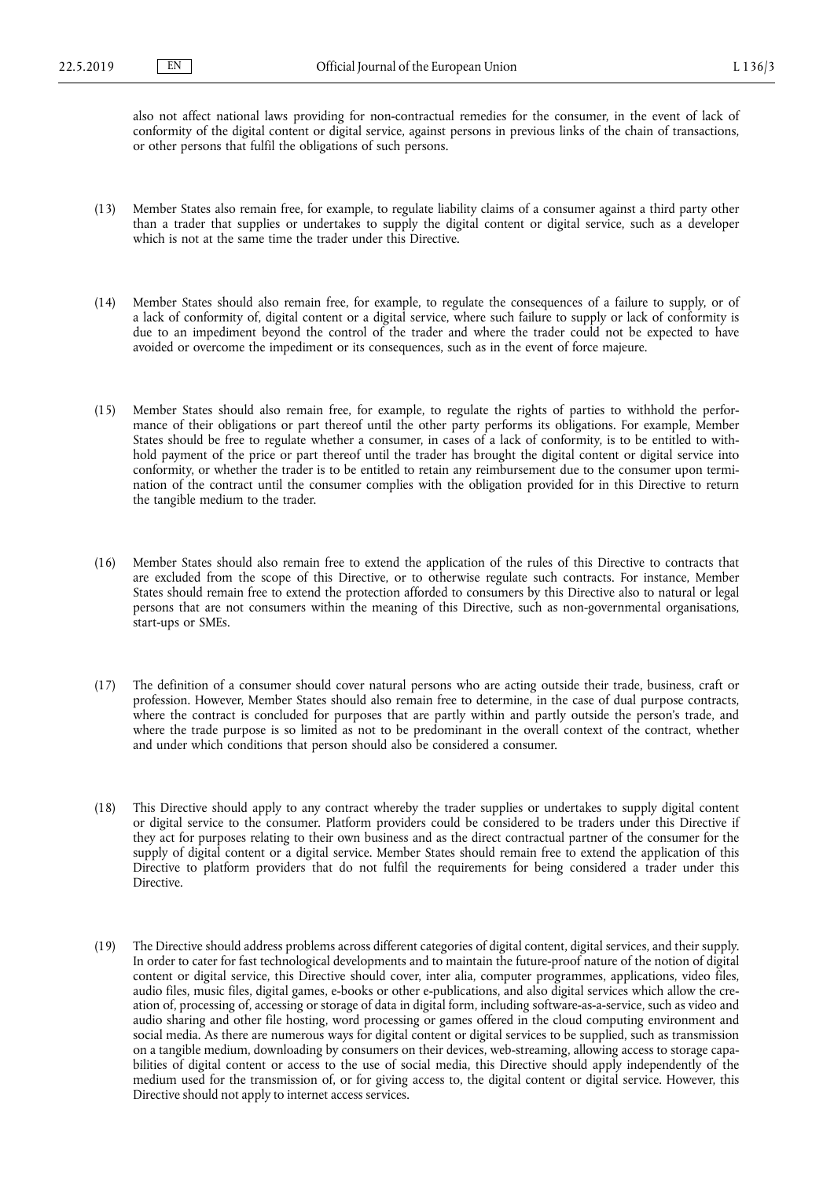also not affect national laws providing for non-contractual remedies for the consumer, in the event of lack of conformity of the digital content or digital service, against persons in previous links of the chain of transactions, or other persons that fulfil the obligations of such persons.

(13) Member States also remain free, for example, to regulate liability claims of a consumer against a third party other than a trader that supplies or undertakes to supply the digital content or digital service, such as a developer which is not at the same time the trader under this Directive.

(14) Member States should also remain free, for example, to regulate the consequences of a failure to supply, or of a lack of conformity of, digital content or a digital service, where such failure to supply or lack of conformity is due to an impediment beyond the control of the trader and where the trader could not be expected to have avoided or overcome the impediment or its consequences, such as in the event of force majeure.

(15) Member States should also remain free, for example, to regulate the rights of parties to withhold the performance of their obligations or part thereof until the other party performs its obligations. For example, Member States should be free to regulate whether a consumer, in cases of a lack of conformity, is to be entitled to withhold payment of the price or part thereof until the trader has brought the digital content or digital service into conformity, or whether the trader is to be entitled to retain any reimbursement due to the consumer upon termination of the contract until the consumer complies with the obligation provided for in this Directive to return the tangible medium to the trader.

(16) Member States should also remain free to extend the application of the rules of this Directive to contracts that are excluded from the scope of this Directive, or to otherwise regulate such contracts. For instance, Member States should remain free to extend the protection afforded to consumers by this Directive also to natural or legal persons that are not consumers within the meaning of this Directive, such as non-governmental organisations, start-ups or SMEs.

(17) The definition of a consumer should cover natural persons who are acting outside their trade, business, craft or profession. However, Member States should also remain free to determine, in the case of dual purpose contracts, where the contract is concluded for purposes that are partly within and partly outside the person's trade, and where the trade purpose is so limited as not to be predominant in the overall context of the contract, whether and under which conditions that person should also be considered a consumer.

(18) This Directive should apply to any contract whereby the trader supplies or undertakes to supply digital content or digital service to the consumer. Platform providers could be considered to be traders under this Directive if they act for purposes relating to their own business and as the direct contractual partner of the consumer for the supply of digital content or a digital service. Member States should remain free to extend the application of this Directive to platform providers that do not fulfil the requirements for being considered a trader under this Directive.

(19) The Directive should address problems across different categories of digital content, digital services, and their supply. In order to cater for fast technological developments and to maintain the future-proof nature of the notion of digital content or digital service, this Directive should cover, inter alia, computer programmes, applications, video files, audio files, music files, digital games, e-books or other e-publications, and also digital services which allow the creation of, processing of, accessing or storage of data in digital form, including software-as-a-service, such as video and audio sharing and other file hosting, word processing or games offered in the cloud computing environment and social media. As there are numerous ways for digital content or digital services to be supplied, such as transmission on a tangible medium, downloading by consumers on their devices, web-streaming, allowing access to storage capabilities of digital content or access to the use of social media, this Directive should apply independently of the medium used for the transmission of, or for giving access to, the digital content or digital service. However, this Directive should not apply to internet access services.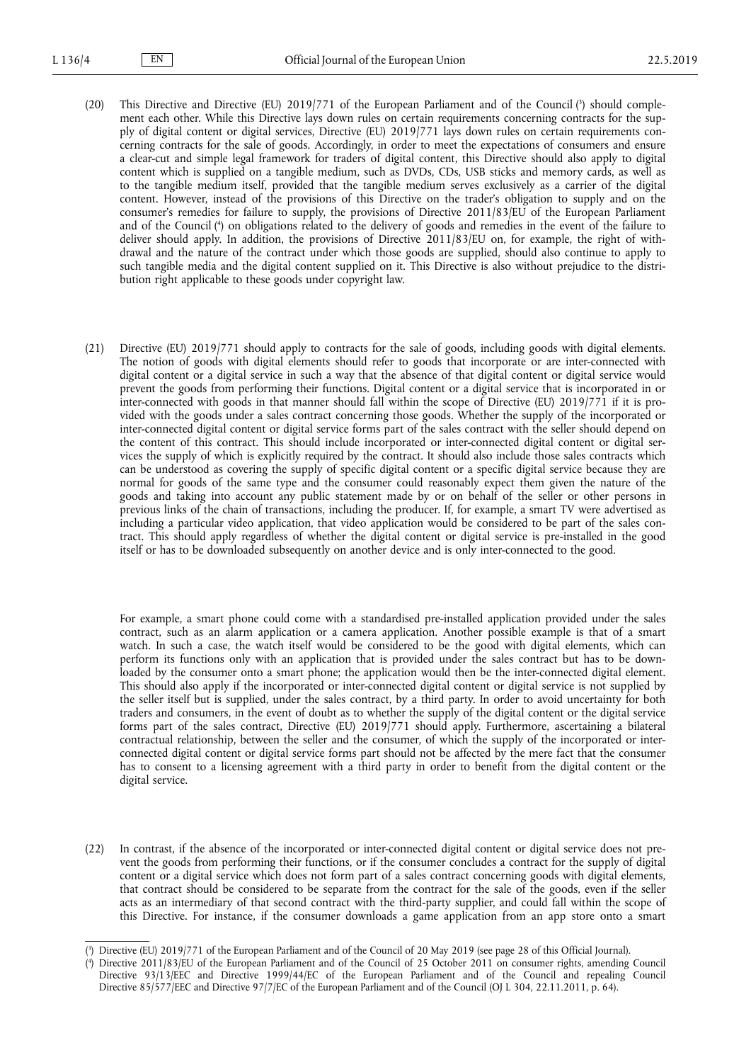(20) This Directive and Directive (EU) 2019/771 of the European Parliament and of the Council [3] should complement each other. While this Directive lays down rules on certain requirements concerning contracts for the supply of digital content or digital services, Directive (EU) 2019/771 lays down rules on certain requirements concerning contracts for the sale of goods. Accordingly, in order to meet the expectations of consumers and ensure a clear-cut and simple legal framework for traders of digital content, this Directive should also apply to digital content which is supplied on a tangible medium, such as DVDs, CDs, USB sticks and memory cards, as well as to the tangible medium itself, provided that the tangible medium serves exclusively as a carrier of the digital content. However, instead of the provisions of this Directive on the trader's obligation to supply and on the consumer's remedies for failure to supply, the provisions of Directive 2011/83/EU of the European Parliament and of the Council [4] on obligations related to the delivery of goods and remedies in the event of the failure to deliver should apply. In addition, the provisions of Directive 2011/83/EU on, for example, the right of withdrawal and the nature of the contract under which those goods are supplied, should also continue to apply to such tangible media and the digital content supplied on it. This Directive is also without prejudice to the distribution right applicable to these goods under copyright law.

(21) Directive (EU) 2019/771 should apply to contracts for the sale of goods, including goods with digital elements. The notion of goods with digital elements should refer to goods that incorporate or are inter-connected with digital content or a digital service in such a way that the absence of that digital content or digital service would prevent the goods from performing their functions. Digital content or a digital service that is incorporated in or inter-connected with goods in that manner should fall within the scope of Directive (EU) 2019/771 if it is provided with the goods under a sales contract concerning those goods. Whether the supply of the incorporated or inter-connected digital content or digital service forms part of the sales contract with the seller should depend on the content of this contract. This should include incorporated or inter-connected digital content or digital services the supply of which is explicitly required by the contract. It should also include those sales contracts which can be understood as covering the supply of specific digital content or a specific digital service because they are normal for goods of the same type and the consumer could reasonably expect them given the nature of the goods and taking into account any public statement made by or on behalf of the seller or other persons in previous links of the chain of transactions, including the producer. If, for example, a smart TV were advertised as including a particular video application, that video application would be considered to be part of the sales contract. This should apply regardless of whether the digital content or digital service is pre-installed in the good itself or has to be downloaded subsequently on another device and is only inter-connected to the good.

For example, a smart phone could come with a standardised pre-installed application provided under the sales contract, such as an alarm application or a camera application. Another possible example is that of a smart watch. In such a case, the watch itself would be considered to be the good with digital elements, which can perform its functions only with an application that is provided under the sales contract but has to be downloaded by the consumer onto a smart phone; the application would then be the inter-connected digital element. This should also apply if the incorporated or inter-connected digital content or digital service is not supplied by the seller itself but is supplied, under the sales contract, by a third party. In order to avoid uncertainty for both traders and consumers, in the event of doubt as to whether the supply of the digital content or the digital service forms part of the sales contract, Directive (EU) 2019/771 should apply. Furthermore, ascertaining a bilateral contractual relationship, between the seller and the consumer, of which the supply of the incorporated or inter-connected digital content or digital service forms part should not be affected by the mere fact that the consumer has to consent to a licensing agreement with a third party in order to benefit from the digital content or the digital service.

(22) In contrast, if the absence of the incorporated or inter-connected digital content or digital service does not prevent the goods from performing their functions, or if the consumer concludes a contract for the supply of digital content or a digital service which does not form part of a sales contract concerning goods with digital elements, that contract should be considered to be separate from the contract for the sale of the goods, even if the seller acts as an intermediary of that second contract with the third-party supplier, and could fall within the scope of this Directive. For instance, if the consumer downloads a game application from an app store onto a smart

---

[3] Directive (EU) 2019/771 of the European Parliament and of the Council of 20 May 2019 (see page 28 of this Official Journal).

[4] Directive 2011/83/EU of the European Parliament and of the Council of 25 October 2011 on consumer rights, amending Council Directive 93/13/EEC and Directive 1999/44/EC of the European Parliament and of the Council and repealing Council Directive 85/577/EEC and Directive 97/7/EC of the European Parliament and of the Council (OJ L 304, 22.11.2011, p. 64).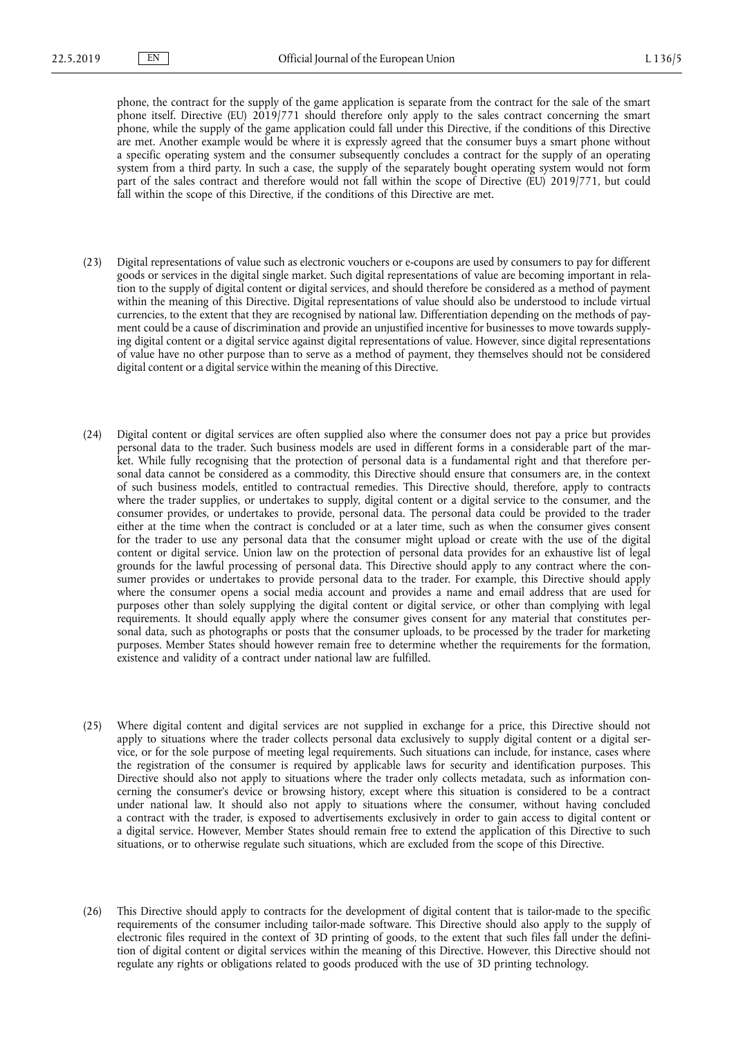phone, the contract for the supply of the game application is separate from the contract for the sale of the smart phone itself. Directive (EU) 2019/771 should therefore only apply to the sales contract concerning the smart phone, while the supply of the game application could fall under this Directive, if the conditions of this Directive are met. Another example would be where it is expressly agreed that the consumer buys a smart phone without a specific operating system and the consumer subsequently concludes a contract for the supply of an operating system from a third party. In such a case, the supply of the separately bought operating system would not form part of the sales contract and therefore would not fall within the scope of Directive (EU) 2019/771, but could fall within the scope of this Directive, if the conditions of this Directive are met.

(23) Digital representations of value such as electronic vouchers or e-coupons are used by consumers to pay for different goods or services in the digital single market. Such digital representations of value are becoming important in relation to the supply of digital content or digital services, and should therefore be considered as a method of payment within the meaning of this Directive. Digital representations of value should also be understood to include virtual currencies, to the extent that they are recognised by national law. Differentiation depending on the methods of payment could be a cause of discrimination and provide an unjustified incentive for businesses to move towards supplying digital content or a digital service against digital representations of value. However, since digital representations of value have no other purpose than to serve as a method of payment, they themselves should not be considered digital content or a digital service within the meaning of this Directive.

(24) Digital content or digital services are often supplied also where the consumer does not pay a price but provides personal data to the trader. Such business models are used in different forms in a considerable part of the market. While fully recognising that the protection of personal data is a fundamental right and that therefore personal data cannot be considered as a commodity, this Directive should ensure that consumers are, in the context of such business models, entitled to contractual remedies. This Directive should, therefore, apply to contracts where the trader supplies, or undertakes to supply, digital content or a digital service to the consumer, and the consumer provides, or undertakes to provide, personal data. The personal data could be provided to the trader either at the time when the contract is concluded or at a later time, such as when the consumer gives consent for the trader to use any personal data that the consumer might upload or create with the use of the digital content or digital service. Union law on the protection of personal data provides for an exhaustive list of legal grounds for the lawful processing of personal data. This Directive should apply to any contract where the consumer provides or undertakes to provide personal data to the trader. For example, this Directive should apply where the consumer opens a social media account and provides a name and email address that are used for purposes other than solely supplying the digital content or digital service, or other than complying with legal requirements. It should equally apply where the consumer gives consent for any material that constitutes personal data, such as photographs or posts that the consumer uploads, to be processed by the trader for marketing purposes. Member States should however remain free to determine whether the requirements for the formation, existence and validity of a contract under national law are fulfilled.

(25) Where digital content and digital services are not supplied in exchange for a price, this Directive should not apply to situations where the trader collects personal data exclusively to supply digital content or a digital service, or for the sole purpose of meeting legal requirements. Such situations can include, for instance, cases where the registration of the consumer is required by applicable laws for security and identification purposes. This Directive should also not apply to situations where the trader only collects metadata, such as information concerning the consumer's device or browsing history, except where this situation is considered to be a contract under national law. It should also not apply to situations where the consumer, without having concluded a contract with the trader, is exposed to advertisements exclusively in order to gain access to digital content or a digital service. However, Member States should remain free to extend the application of this Directive to such situations, or to otherwise regulate such situations, which are excluded from the scope of this Directive.

(26) This Directive should apply to contracts for the development of digital content that is tailor-made to the specific requirements of the consumer including tailor-made software. This Directive should also apply to the supply of electronic files required in the context of 3D printing of goods, to the extent that such files fall under the definition of digital content or digital services within the meaning of this Directive. However, this Directive should not regulate any rights or obligations related to goods produced with the use of 3D printing technology.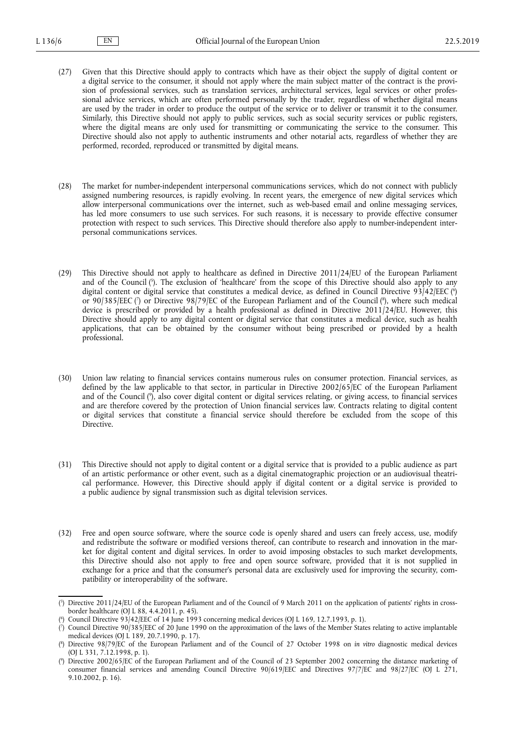(27) Given that this Directive should apply to contracts which have as their object the supply of digital content or a digital service to the consumer, it should not apply where the main subject matter of the contract is the provision of professional services, such as translation services, architectural services, legal services or other professional advice services, which are often performed personally by the trader, regardless of whether digital means are used by the trader in order to produce the output of the service or to deliver or transmit it to the consumer. Similarly, this Directive should not apply to public services, such as social security services or public registers, where the digital means are only used for transmitting or communicating the service to the consumer. This Directive should also not apply to authentic instruments and other notarial acts, regardless of whether they are performed, recorded, reproduced or transmitted by digital means.

(28) The market for number-independent interpersonal communications services, which do not connect with publicly assigned numbering resources, is rapidly evolving. In recent years, the emergence of new digital services which allow interpersonal communications over the internet, such as web-based email and online messaging services, has led more consumers to use such services. For such reasons, it is necessary to provide effective consumer protection with respect to such services. This Directive should therefore also apply to number-independent interpersonal communications services.

(29) This Directive should not apply to healthcare as defined in Directive 2011/24/EU of the European Parliament and of the Council [5]. The exclusion of 'healthcare' from the scope of this Directive should also apply to any digital content or digital service that constitutes a medical device, as defined in Council Directive 93/42/EEC [6] or 90/385/EEC [7] or Directive 98/79/EC of the European Parliament and of the Council [8], where such medical device is prescribed or provided by a health professional as defined in Directive 2011/24/EU. However, this Directive should apply to any digital content or digital service that constitutes a medical device, such as health applications, that can be obtained by the consumer without being prescribed or provided by a health professional.

(30) Union law relating to financial services contains numerous rules on consumer protection. Financial services, as defined by the law applicable to that sector, in particular in Directive 2002/65/EC of the European Parliament and of the Council [9], also cover digital content or digital services relating, or giving access, to financial services and are therefore covered by the protection of Union financial services law. Contracts relating to digital content or digital services that constitute a financial service should therefore be excluded from the scope of this Directive.

(31) This Directive should not apply to digital content or a digital service that is provided to a public audience as part of an artistic performance or other event, such as a digital cinematographic projection or an audiovisual theatrical performance. However, this Directive should apply if digital content or a digital service is provided to a public audience by signal transmission such as digital television services.

(32) Free and open source software, where the source code is openly shared and users can freely access, use, modify and redistribute the software or modified versions thereof, can contribute to research and innovation in the market for digital content and digital services. In order to avoid imposing obstacles to such market developments, this Directive should also not apply to free and open source software, provided that it is not supplied in exchange for a price and that the consumer's personal data are exclusively used for improving the security, compatibility or interoperability of the software.

---

[5] Directive 2011/24/EU of the European Parliament and of the Council of 9 March 2011 on the application of patients' rights in cross-border healthcare (OJ L 88, 4.4.2011, p. 45).

[6] Council Directive 93/42/EEC of 14 June 1993 concerning medical devices (OJ L 169, 12.7.1993, p. 1).

[7] Council Directive 90/385/EEC of 20 June 1990 on the approximation of the laws of the Member States relating to active implantable medical devices (OJ L 189, 20.7.1990, p. 17).

[8] Directive 98/79/EC of the European Parliament and of the Council of 27 October 1998 on *in vitro* diagnostic medical devices (OJ L 331, 7.12.1998, p. 1).

[9] Directive 2002/65/EC of the European Parliament and of the Council of 23 September 2002 concerning the distance marketing of consumer financial services and amending Council Directive 90/619/EEC and Directives 97/7/EC and 98/27/EC (OJ L 271, 9.10.2002, p. 16).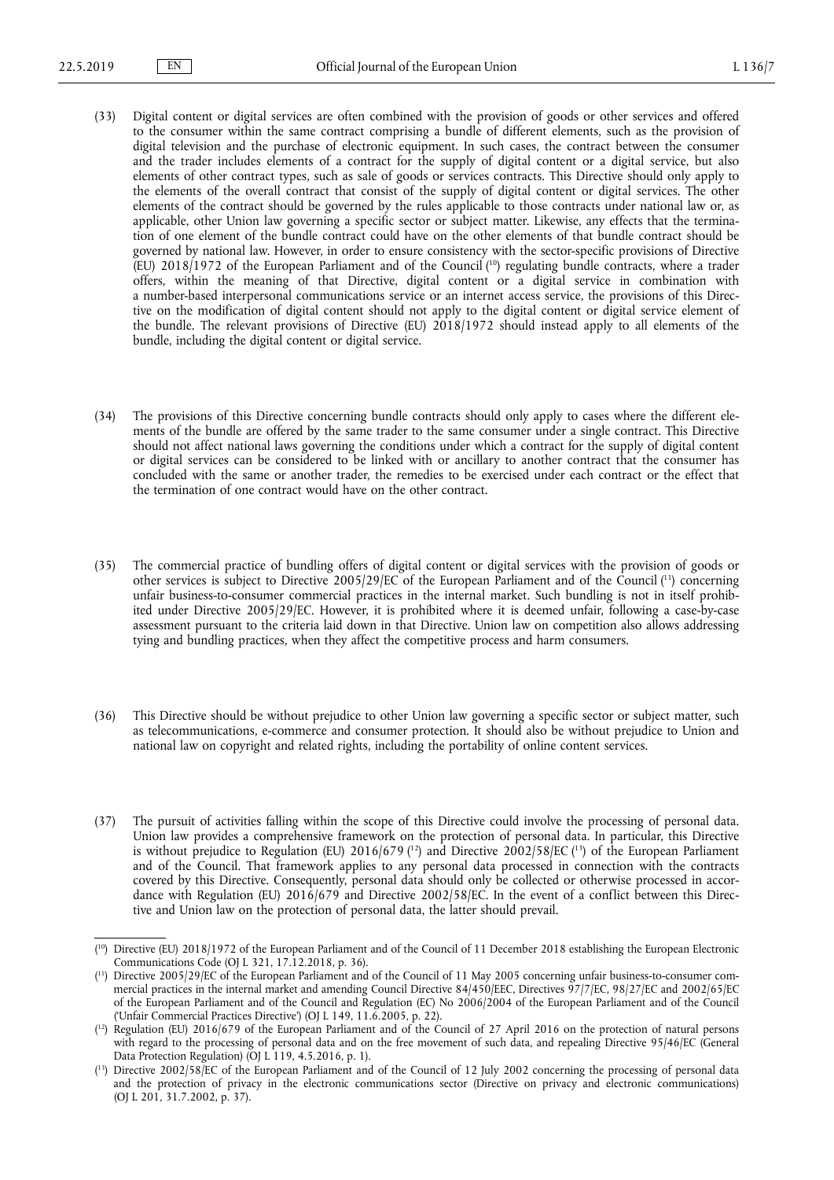(33) Digital content or digital services are often combined with the provision of goods or other services and offered to the consumer within the same contract comprising a bundle of different elements, such as the provision of digital television and the purchase of electronic equipment. In such cases, the contract between the consumer and the trader includes elements of a contract for the supply of digital content or a digital service, but also elements of other contract types, such as sale of goods or services contracts. This Directive should only apply to the elements of the overall contract that consist of the supply of digital content or digital services. The other elements of the contract should be governed by the rules applicable to those contracts under national law or, as applicable, other Union law governing a specific sector or subject matter. Likewise, any effects that the termination of one element of the bundle contract could have on the other elements of that bundle contract should be governed by national law. However, in order to ensure consistency with the sector-specific provisions of Directive (EU) 2018/1972 of the European Parliament and of the Council [10] regulating bundle contracts, where a trader offers, within the meaning of that Directive, digital content or a digital service in combination with a number-based interpersonal communications service or an internet access service, the provisions of this Directive on the modification of digital content should not apply to the digital content or digital service element of the bundle. The relevant provisions of Directive (EU) 2018/1972 should instead apply to all elements of the bundle, including the digital content or digital service.

(34) The provisions of this Directive concerning bundle contracts should only apply to cases where the different elements of the bundle are offered by the same trader to the same consumer under a single contract. This Directive should not affect national laws governing the conditions under which a contract for the supply of digital content or digital services can be considered to be linked with or ancillary to another contract that the consumer has concluded with the same or another trader, the remedies to be exercised under each contract or the effect that the termination of one contract would have on the other contract.

(35) The commercial practice of bundling offers of digital content or digital services with the provision of goods or other services is subject to Directive 2005/29/EC of the European Parliament and of the Council [11] concerning unfair business-to-consumer commercial practices in the internal market. Such bundling is not in itself prohibited under Directive 2005/29/EC. However, it is prohibited where it is deemed unfair, following a case-by-case assessment pursuant to the criteria laid down in that Directive. Union law on competition also allows addressing tying and bundling practices, when they affect the competitive process and harm consumers.

(36) This Directive should be without prejudice to other Union law governing a specific sector or subject matter, such as telecommunications, e-commerce and consumer protection. It should also be without prejudice to Union and national law on copyright and related rights, including the portability of online content services.

(37) The pursuit of activities falling within the scope of this Directive could involve the processing of personal data. Union law provides a comprehensive framework on the protection of personal data. In particular, this Directive is without prejudice to Regulation (EU) 2016/679 [12] and Directive 2002/58/EC [13] of the European Parliament and of the Council. That framework applies to any personal data processed in connection with the contracts covered by this Directive. Consequently, personal data should only be collected or otherwise processed in accordance with Regulation (EU) 2016/679 and Directive 2002/58/EC. In the event of a conflict between this Directive and Union law on the protection of personal data, the latter should prevail.

---

[10] Directive (EU) 2018/1972 of the European Parliament and of the Council of 11 December 2018 establishing the European Electronic Communications Code (OJ L 321, 17.12.2018, p. 36).

[11] Directive 2005/29/EC of the European Parliament and of the Council of 11 May 2005 concerning unfair business-to-consumer commercial practices in the internal market and amending Council Directive 84/450/EEC, Directives 97/7/EC, 98/27/EC and 2002/65/EC of the European Parliament and of the Council and Regulation (EC) No 2006/2004 of the European Parliament and of the Council ('Unfair Commercial Practices Directive') (OJ L 149, 11.6.2005, p. 22).

[12] Regulation (EU) 2016/679 of the European Parliament and of the Council of 27 April 2016 on the protection of natural persons with regard to the processing of personal data and on the free movement of such data, and repealing Directive 95/46/EC (General Data Protection Regulation) (OJ L 119, 4.5.2016, p. 1).

[13] Directive 2002/58/EC of the European Parliament and of the Council of 12 July 2002 concerning the processing of personal data and the protection of privacy in the electronic communications sector (Directive on privacy and electronic communications) (OJ L 201, 31.7.2002, p. 37).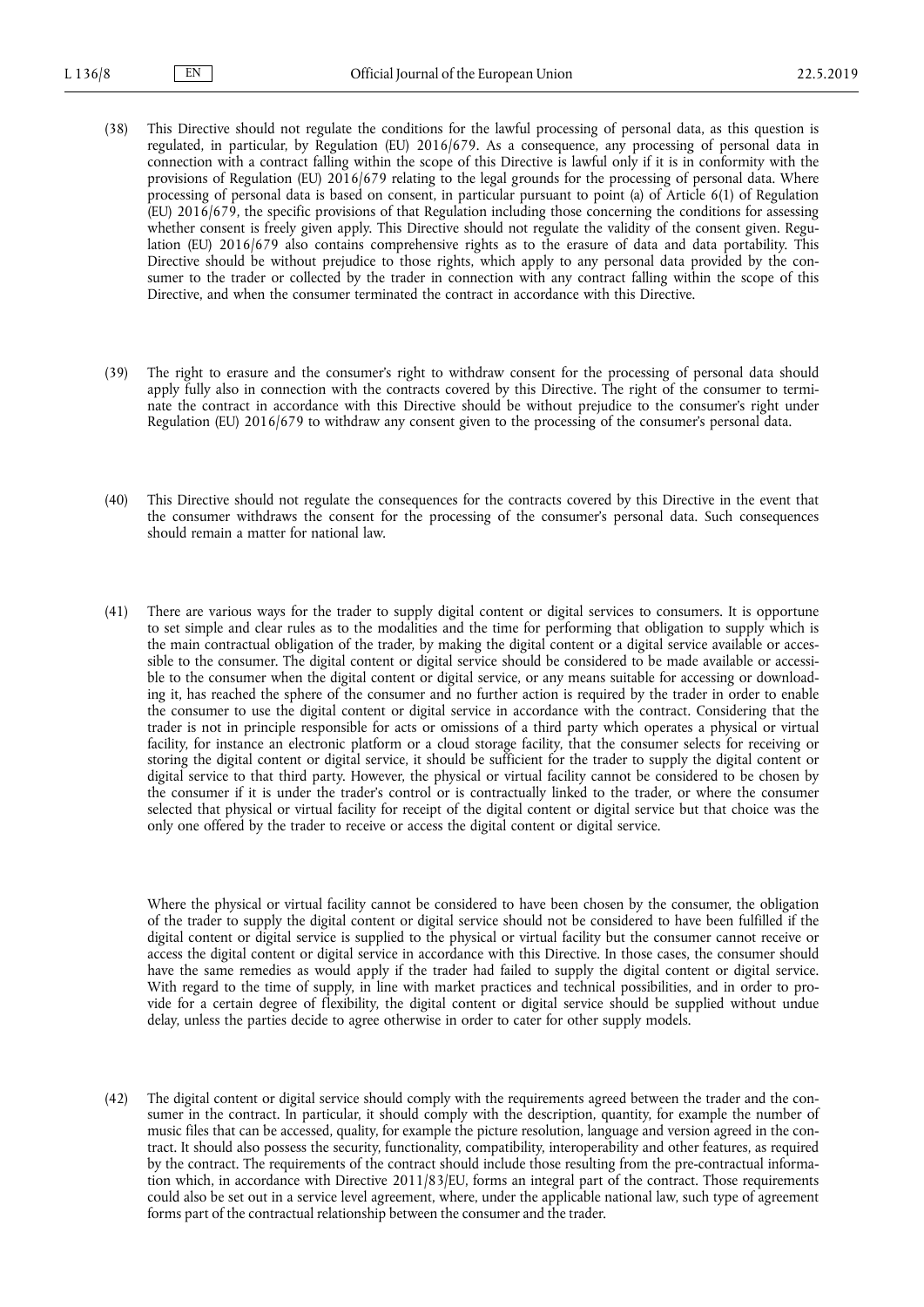(38) This Directive should not regulate the conditions for the lawful processing of personal data, as this question is regulated, in particular, by Regulation (EU) 2016/679. As a consequence, any processing of personal data in connection with a contract falling within the scope of this Directive is lawful only if it is in conformity with the provisions of Regulation (EU) 2016/679 relating to the legal grounds for the processing of personal data. Where processing of personal data is based on consent, in particular pursuant to point (a) of Article 6(1) of Regulation (EU) 2016/679, the specific provisions of that Regulation including those concerning the conditions for assessing whether consent is freely given apply. This Directive should not regulate the validity of the consent given. Regulation (EU) 2016/679 also contains comprehensive rights as to the erasure of data and data portability. This Directive should be without prejudice to those rights, which apply to any personal data provided by the consumer to the trader or collected by the trader in connection with any contract falling within the scope of this Directive, and when the consumer terminated the contract in accordance with this Directive.

(39) The right to erasure and the consumer's right to withdraw consent for the processing of personal data should apply fully also in connection with the contracts covered by this Directive. The right of the consumer to terminate the contract in accordance with this Directive should be without prejudice to the consumer's right under Regulation (EU) 2016/679 to withdraw any consent given to the processing of the consumer's personal data.

(40) This Directive should not regulate the consequences for the contracts covered by this Directive in the event that the consumer withdraws the consent for the processing of the consumer's personal data. Such consequences should remain a matter for national law.

(41) There are various ways for the trader to supply digital content or digital services to consumers. It is opportune to set simple and clear rules as to the modalities and the time for performing that obligation to supply which is the main contractual obligation of the trader, by making the digital content or a digital service available or accessible to the consumer. The digital content or digital service should be considered to be made available or accessible to the consumer when the digital content or digital service, or any means suitable for accessing or downloading it, has reached the sphere of the consumer and no further action is required by the trader in order to enable the consumer to use the digital content or digital service in accordance with the contract. Considering that the trader is not in principle responsible for acts or omissions of a third party which operates a physical or virtual facility, for instance an electronic platform or a cloud storage facility, that the consumer selects for receiving or storing the digital content or digital service, it should be sufficient for the trader to supply the digital content or digital service to that third party. However, the physical or virtual facility cannot be considered to be chosen by the consumer if it is under the trader's control or is contractually linked to the trader, or where the consumer selected that physical or virtual facility for receipt of the digital content or digital service but that choice was the only one offered by the trader to receive or access the digital content or digital service.

Where the physical or virtual facility cannot be considered to have been chosen by the consumer, the obligation of the trader to supply the digital content or digital service should not be considered to have been fulfilled if the digital content or digital service is supplied to the physical or virtual facility but the consumer cannot receive or access the digital content or digital service in accordance with this Directive. In those cases, the consumer should have the same remedies as would apply if the trader had failed to supply the digital content or digital service. With regard to the time of supply, in line with market practices and technical possibilities, and in order to provide for a certain degree of flexibility, the digital content or digital service should be supplied without undue delay, unless the parties decide to agree otherwise in order to cater for other supply models.

(42) The digital content or digital service should comply with the requirements agreed between the trader and the consumer in the contract. In particular, it should comply with the description, quantity, for example the number of music files that can be accessed, quality, for example the picture resolution, language and version agreed in the contract. It should also possess the security, functionality, compatibility, interoperability and other features, as required by the contract. The requirements of the contract should include those resulting from the pre-contractual information which, in accordance with Directive 2011/83/EU, forms an integral part of the contract. Those requirements could also be set out in a service level agreement, where, under the applicable national law, such type of agreement forms part of the contractual relationship between the consumer and the trader.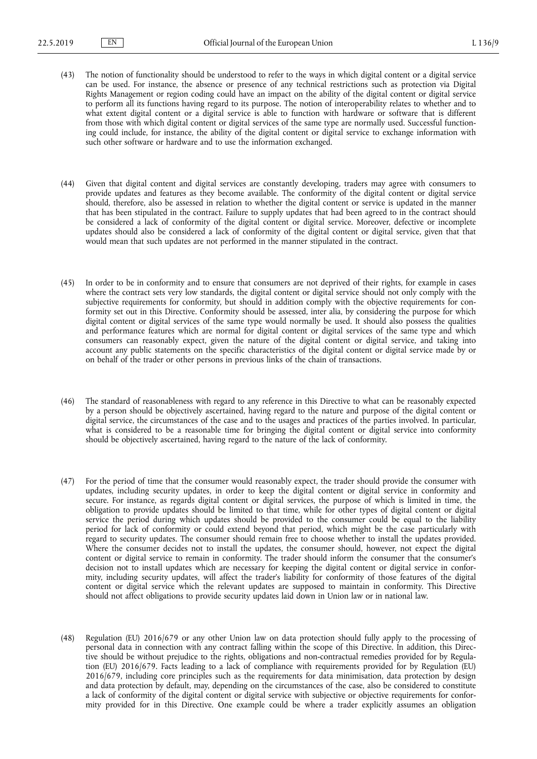(43) The notion of functionality should be understood to refer to the ways in which digital content or a digital service can be used. For instance, the absence or presence of any technical restrictions such as protection via Digital Rights Management or region coding could have an impact on the ability of the digital content or digital service to perform all its functions having regard to its purpose. The notion of interoperability relates to whether and to what extent digital content or a digital service is able to function with hardware or software that is different from those with which digital content or digital services of the same type are normally used. Successful functioning could include, for instance, the ability of the digital content or digital service to exchange information with such other software or hardware and to use the information exchanged.

(44) Given that digital content and digital services are constantly developing, traders may agree with consumers to provide updates and features as they become available. The conformity of the digital content or digital service should, therefore, also be assessed in relation to whether the digital content or service is updated in the manner that has been stipulated in the contract. Failure to supply updates that had been agreed to in the contract should be considered a lack of conformity of the digital content or digital service. Moreover, defective or incomplete updates should also be considered a lack of conformity of the digital content or digital service, given that that would mean that such updates are not performed in the manner stipulated in the contract.

(45) In order to be in conformity and to ensure that consumers are not deprived of their rights, for example in cases where the contract sets very low standards, the digital content or digital service should not only comply with the subjective requirements for conformity, but should in addition comply with the objective requirements for conformity set out in this Directive. Conformity should be assessed, inter alia, by considering the purpose for which digital content or digital services of the same type would normally be used. It should also possess the qualities and performance features which are normal for digital content or digital services of the same type and which consumers can reasonably expect, given the nature of the digital content or digital service, and taking into account any public statements on the specific characteristics of the digital content or digital service made by or on behalf of the trader or other persons in previous links of the chain of transactions.

(46) The standard of reasonableness with regard to any reference in this Directive to what can be reasonably expected by a person should be objectively ascertained, having regard to the nature and purpose of the digital content or digital service, the circumstances of the case and to the usages and practices of the parties involved. In particular, what is considered to be a reasonable time for bringing the digital content or digital service into conformity should be objectively ascertained, having regard to the nature of the lack of conformity.

(47) For the period of time that the consumer would reasonably expect, the trader should provide the consumer with updates, including security updates, in order to keep the digital content or digital service in conformity and secure. For instance, as regards digital content or digital services, the purpose of which is limited in time, the obligation to provide updates should be limited to that time, while for other types of digital content or digital service the period during which updates should be provided to the consumer could be equal to the liability period for lack of conformity or could extend beyond that period, which might be the case particularly with regard to security updates. The consumer should remain free to choose whether to install the updates provided. Where the consumer decides not to install the updates, the consumer should, however, not expect the digital content or digital service to remain in conformity. The trader should inform the consumer that the consumer's decision not to install updates which are necessary for keeping the digital content or digital service in conformity, including security updates, will affect the trader's liability for conformity of those features of the digital content or digital service which the relevant updates are supposed to maintain in conformity. This Directive should not affect obligations to provide security updates laid down in Union law or in national law.

(48) Regulation (EU) 2016/679 or any other Union law on data protection should fully apply to the processing of personal data in connection with any contract falling within the scope of this Directive. In addition, this Directive should be without prejudice to the rights, obligations and non-contractual remedies provided for by Regulation (EU) 2016/679. Facts leading to a lack of compliance with requirements provided for by Regulation (EU) 2016/679, including core principles such as the requirements for data minimisation, data protection by design and data protection by default, may, depending on the circumstances of the case, also be considered to constitute a lack of conformity of the digital content or digital service with subjective or objective requirements for conformity provided for in this Directive. One example could be where a trader explicitly assumes an obligation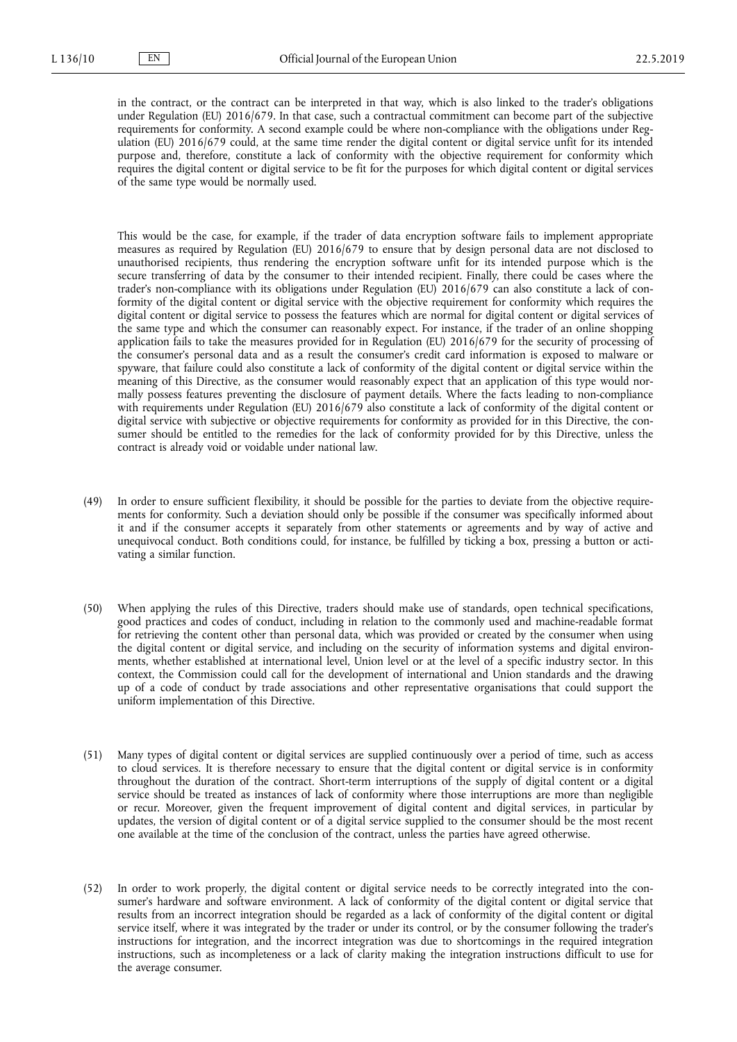in the contract, or the contract can be interpreted in that way, which is also linked to the trader's obligations under Regulation (EU) 2016/679. In that case, such a contractual commitment can become part of the subjective requirements for conformity. A second example could be where non-compliance with the obligations under Regulation (EU) 2016/679 could, at the same time render the digital content or digital service unfit for its intended purpose and, therefore, constitute a lack of conformity with the objective requirement for conformity which requires the digital content or digital service to be fit for the purposes for which digital content or digital services of the same type would be normally used.

This would be the case, for example, if the trader of data encryption software fails to implement appropriate measures as required by Regulation (EU) 2016/679 to ensure that by design personal data are not disclosed to unauthorised recipients, thus rendering the encryption software unfit for its intended purpose which is the secure transferring of data by the consumer to their intended recipient. Finally, there could be cases where the trader's non-compliance with its obligations under Regulation (EU) 2016/679 can also constitute a lack of conformity of the digital content or digital service with the objective requirement for conformity which requires the digital content or digital service to possess the features which are normal for digital content or digital services of the same type and which the consumer can reasonably expect. For instance, if the trader of an online shopping application fails to take the measures provided for in Regulation (EU) 2016/679 for the security of processing of the consumer's personal data and as a result the consumer's credit card information is exposed to malware or spyware, that failure could also constitute a lack of conformity of the digital content or digital service within the meaning of this Directive, as the consumer would reasonably expect that an application of this type would normally possess features preventing the disclosure of payment details. Where the facts leading to non-compliance with requirements under Regulation (EU) 2016/679 also constitute a lack of conformity of the digital content or digital service with subjective or objective requirements for conformity as provided for in this Directive, the consumer should be entitled to the remedies for the lack of conformity provided for by this Directive, unless the contract is already void or voidable under national law.

(49) In order to ensure sufficient flexibility, it should be possible for the parties to deviate from the objective requirements for conformity. Such a deviation should only be possible if the consumer was specifically informed about it and if the consumer accepts it separately from other statements or agreements and by way of active and unequivocal conduct. Both conditions could, for instance, be fulfilled by ticking a box, pressing a button or activating a similar function.

(50) When applying the rules of this Directive, traders should make use of standards, open technical specifications, good practices and codes of conduct, including in relation to the commonly used and machine-readable format for retrieving the content other than personal data, which was provided or created by the consumer when using the digital content or digital service, and including on the security of information systems and digital environments, whether established at international level, Union level or at the level of a specific industry sector. In this context, the Commission could call for the development of international and Union standards and the drawing up of a code of conduct by trade associations and other representative organisations that could support the uniform implementation of this Directive.

(51) Many types of digital content or digital services are supplied continuously over a period of time, such as access to cloud services. It is therefore necessary to ensure that the digital content or digital service is in conformity throughout the duration of the contract. Short-term interruptions of the supply of digital content or a digital service should be treated as instances of lack of conformity where those interruptions are more than negligible or recur. Moreover, given the frequent improvement of digital content and digital services, in particular by updates, the version of digital content or of a digital service supplied to the consumer should be the most recent one available at the time of the conclusion of the contract, unless the parties have agreed otherwise.

(52) In order to work properly, the digital content or digital service needs to be correctly integrated into the consumer's hardware and software environment. A lack of conformity of the digital content or digital service that results from an incorrect integration should be regarded as a lack of conformity of the digital content or digital service itself, where it was integrated by the trader or under its control, or by the consumer following the trader's instructions for integration, and the incorrect integration was due to shortcomings in the required integration instructions, such as incompleteness or a lack of clarity making the integration instructions difficult to use for the average consumer.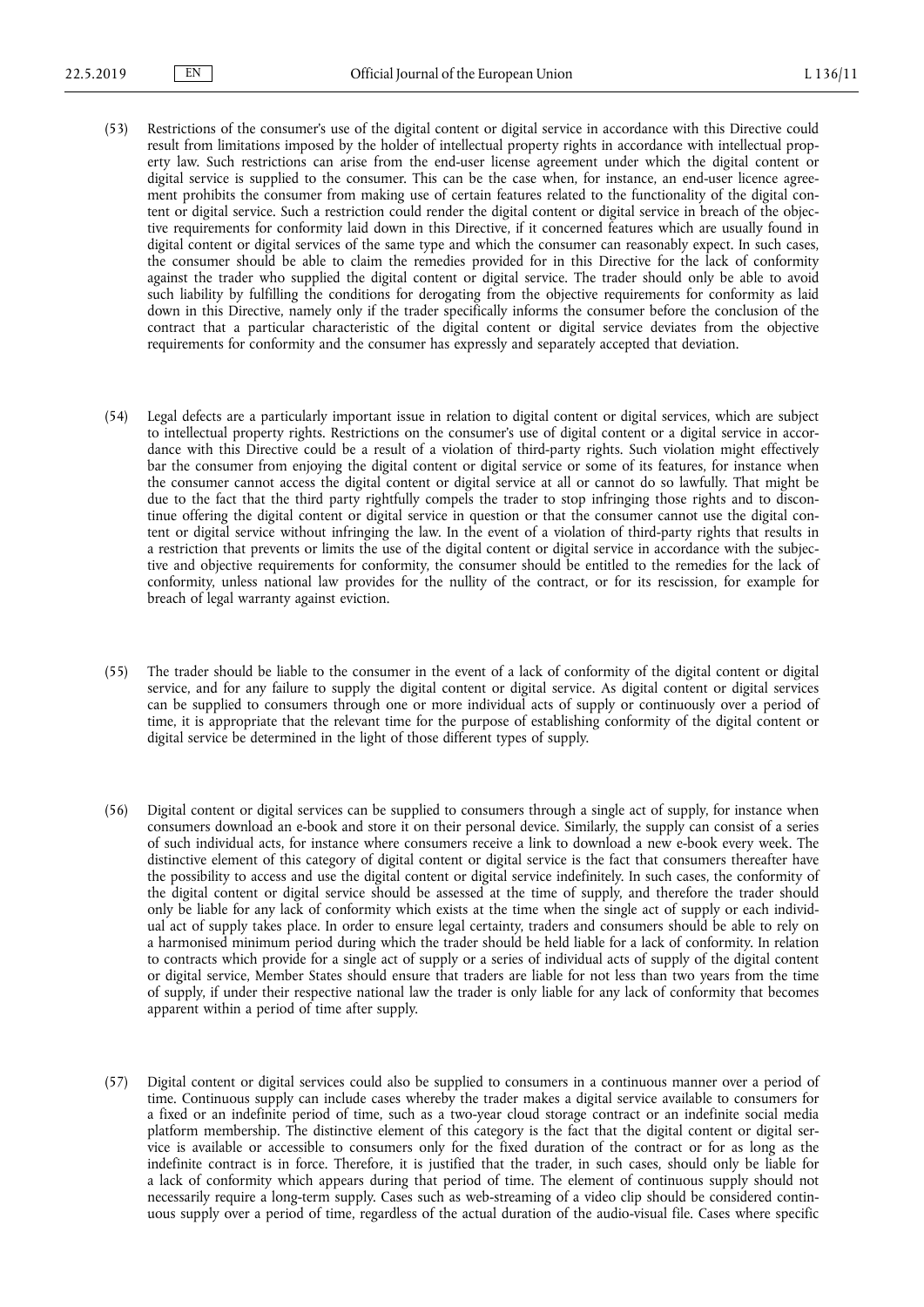(53) Restrictions of the consumer's use of the digital content or digital service in accordance with this Directive could result from limitations imposed by the holder of intellectual property rights in accordance with intellectual property law. Such restrictions can arise from the end-user license agreement under which the digital content or digital service is supplied to the consumer. This can be the case when, for instance, an end-user licence agreement prohibits the consumer from making use of certain features related to the functionality of the digital content or digital service. Such a restriction could render the digital content or digital service in breach of the objective requirements for conformity laid down in this Directive, if it concerned features which are usually found in digital content or digital services of the same type and which the consumer can reasonably expect. In such cases, the consumer should be able to claim the remedies provided for in this Directive for the lack of conformity against the trader who supplied the digital content or digital service. The trader should only be able to avoid such liability by fulfilling the conditions for derogating from the objective requirements for conformity as laid down in this Directive, namely only if the trader specifically informs the consumer before the conclusion of the contract that a particular characteristic of the digital content or digital service deviates from the objective requirements for conformity and the consumer has expressly and separately accepted that deviation.

(54) Legal defects are a particularly important issue in relation to digital content or digital services, which are subject to intellectual property rights. Restrictions on the consumer's use of digital content or a digital service in accordance with this Directive could be a result of a violation of third-party rights. Such violation might effectively bar the consumer from enjoying the digital content or digital service or some of its features, for instance when the consumer cannot access the digital content or digital service at all or cannot do so lawfully. That might be due to the fact that the third party rightfully compels the trader to stop infringing those rights and to discontinue offering the digital content or digital service in question or that the consumer cannot use the digital content or digital service without infringing the law. In the event of a violation of third-party rights that results in a restriction that prevents or limits the use of the digital content or digital service in accordance with the subjective and objective requirements for conformity, the consumer should be entitled to the remedies for the lack of conformity, unless national law provides for the nullity of the contract, or for its rescission, for example for breach of legal warranty against eviction.

(55) The trader should be liable to the consumer in the event of a lack of conformity of the digital content or digital service, and for any failure to supply the digital content or digital service. As digital content or digital services can be supplied to consumers through one or more individual acts of supply or continuously over a period of time, it is appropriate that the relevant time for the purpose of establishing conformity of the digital content or digital service be determined in the light of those different types of supply.

(56) Digital content or digital services can be supplied to consumers through a single act of supply, for instance when consumers download an e-book and store it on their personal device. Similarly, the supply can consist of a series of such individual acts, for instance where consumers receive a link to download a new e-book every week. The distinctive element of this category of digital content or digital service is the fact that consumers thereafter have the possibility to access and use the digital content or digital service indefinitely. In such cases, the conformity of the digital content or digital service should be assessed at the time of supply, and therefore the trader should only be liable for any lack of conformity which exists at the time when the single act of supply or each individual act of supply takes place. In order to ensure legal certainty, traders and consumers should be able to rely on a harmonised minimum period during which the trader should be held liable for a lack of conformity. In relation to contracts which provide for a single act of supply or a series of individual acts of supply of the digital content or digital service, Member States should ensure that traders are liable for not less than two years from the time of supply, if under their respective national law the trader is only liable for any lack of conformity that becomes apparent within a period of time after supply.

(57) Digital content or digital services could also be supplied to consumers in a continuous manner over a period of time. Continuous supply can include cases whereby the trader makes a digital service available to consumers for a fixed or an indefinite period of time, such as a two-year cloud storage contract or an indefinite social media platform membership. The distinctive element of this category is the fact that the digital content or digital service is available or accessible to consumers only for the fixed duration of the contract or for as long as the indefinite contract is in force. Therefore, it is justified that the trader, in such cases, should only be liable for a lack of conformity which appears during that period of time. The element of continuous supply should not necessarily require a long-term supply. Cases such as web-streaming of a video clip should be considered continuous supply over a period of time, regardless of the actual duration of the audio-visual file. Cases where specific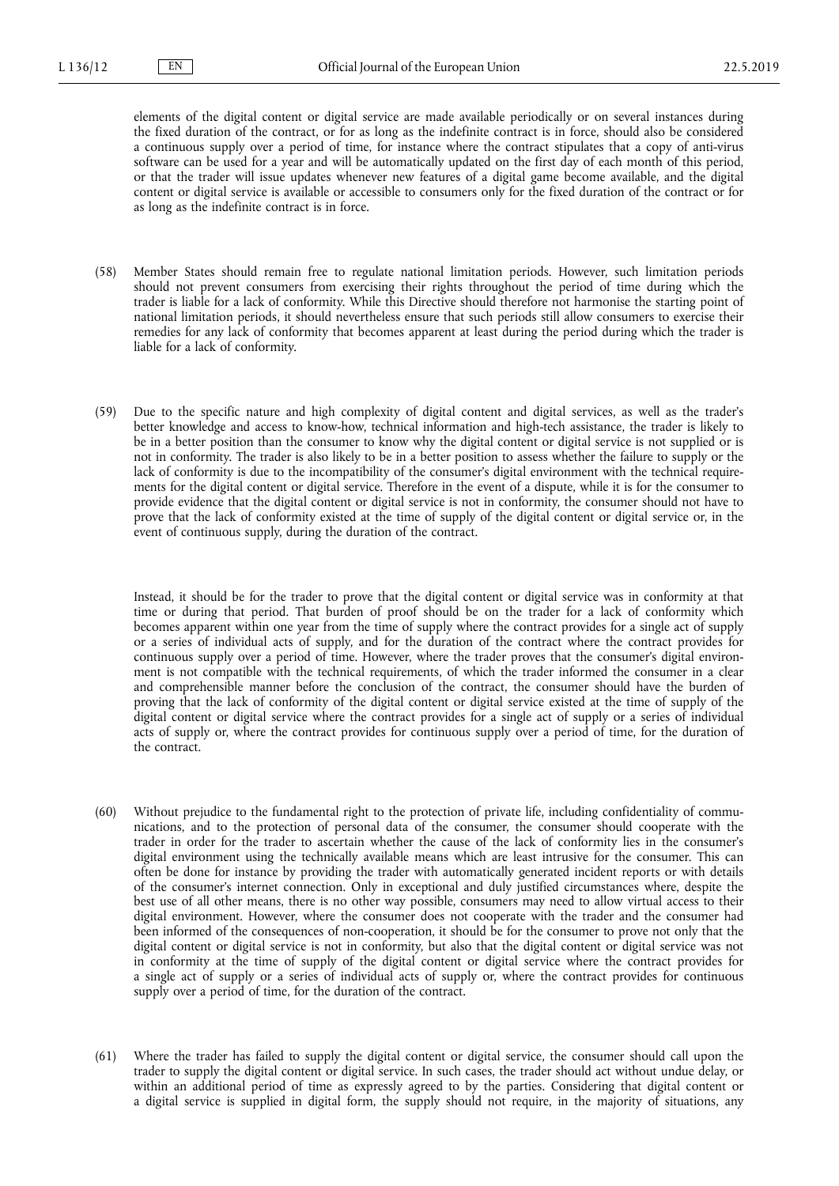elements of the digital content or digital service are made available periodically or on several instances during the fixed duration of the contract, or for as long as the indefinite contract is in force, should also be considered a continuous supply over a period of time, for instance where the contract stipulates that a copy of anti-virus software can be used for a year and will be automatically updated on the first day of each month of this period, or that the trader will issue updates whenever new features of a digital game become available, and the digital content or digital service is available or accessible to consumers only for the fixed duration of the contract or for as long as the indefinite contract is in force.

(58) Member States should remain free to regulate national limitation periods. However, such limitation periods should not prevent consumers from exercising their rights throughout the period of time during which the trader is liable for a lack of conformity. While this Directive should therefore not harmonise the starting point of national limitation periods, it should nevertheless ensure that such periods still allow consumers to exercise their remedies for any lack of conformity that becomes apparent at least during the period during which the trader is liable for a lack of conformity.

(59) Due to the specific nature and high complexity of digital content and digital services, as well as the trader's better knowledge and access to know-how, technical information and high-tech assistance, the trader is likely to be in a better position than the consumer to know why the digital content or digital service is not supplied or is not in conformity. The trader is also likely to be in a better position to assess whether the failure to supply or the lack of conformity is due to the incompatibility of the consumer's digital environment with the technical requirements for the digital content or digital service. Therefore in the event of a dispute, while it is for the consumer to provide evidence that the digital content or digital service is not in conformity, the consumer should not have to prove that the lack of conformity existed at the time of supply of the digital content or digital service or, in the event of continuous supply, during the duration of the contract.

Instead, it should be for the trader to prove that the digital content or digital service was in conformity at that time or during that period. That burden of proof should be on the trader for a lack of conformity which becomes apparent within one year from the time of supply where the contract provides for a single act of supply or a series of individual acts of supply, and for the duration of the contract where the contract provides for continuous supply over a period of time. However, where the trader proves that the consumer's digital environment is not compatible with the technical requirements, of which the trader informed the consumer in a clear and comprehensible manner before the conclusion of the contract, the consumer should have the burden of proving that the lack of conformity of the digital content or digital service existed at the time of supply of the digital content or digital service where the contract provides for a single act of supply or a series of individual acts of supply or, where the contract provides for continuous supply over a period of time, for the duration of the contract.

(60) Without prejudice to the fundamental right to the protection of private life, including confidentiality of communications, and to the protection of personal data of the consumer, the consumer should cooperate with the trader in order for the trader to ascertain whether the cause of the lack of conformity lies in the consumer's digital environment using the technically available means which are least intrusive for the consumer. This can often be done for instance by providing the trader with automatically generated incident reports or with details of the consumer's internet connection. Only in exceptional and duly justified circumstances where, despite the best use of all other means, there is no other way possible, consumers may need to allow virtual access to their digital environment. However, where the consumer does not cooperate with the trader and the consumer had been informed of the consequences of non-cooperation, it should be for the consumer to prove not only that the digital content or digital service is not in conformity, but also that the digital content or digital service was not in conformity at the time of supply of the digital content or digital service where the contract provides for a single act of supply or a series of individual acts of supply or, where the contract provides for continuous supply over a period of time, for the duration of the contract.

(61) Where the trader has failed to supply the digital content or digital service, the consumer should call upon the trader to supply the digital content or digital service. In such cases, the trader should act without undue delay, or within an additional period of time as expressly agreed to by the parties. Considering that digital content or a digital service is supplied in digital form, the supply should not require, in the majority of situations, any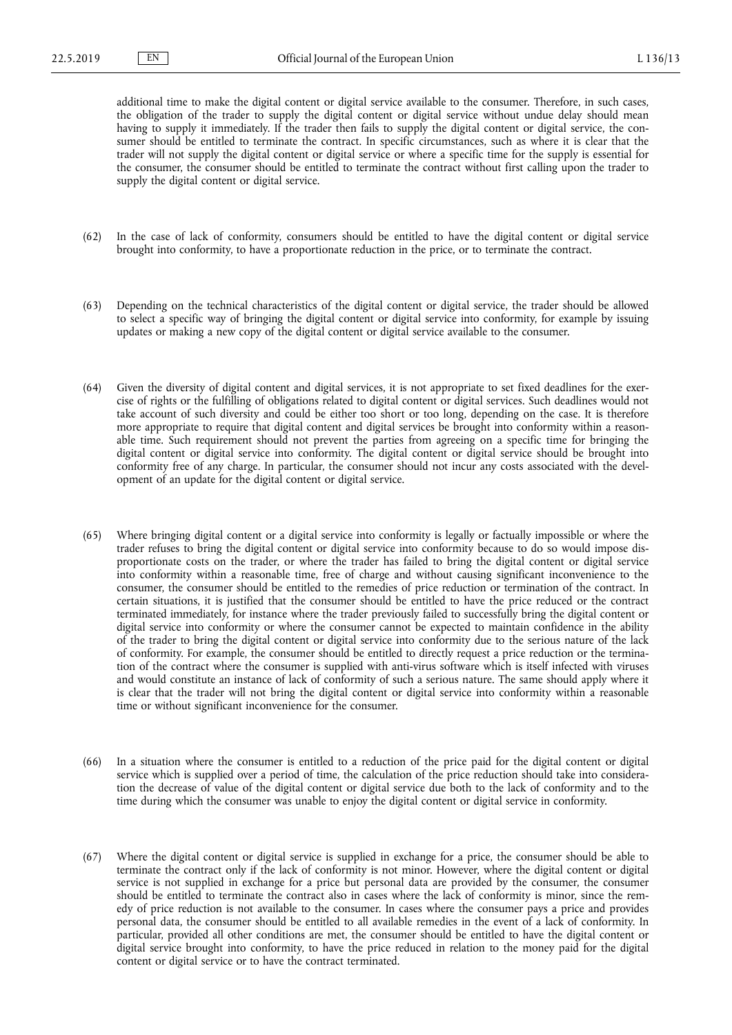additional time to make the digital content or digital service available to the consumer. Therefore, in such cases, the obligation of the trader to supply the digital content or digital service without undue delay should mean having to supply it immediately. If the trader then fails to supply the digital content or digital service, the consumer should be entitled to terminate the contract. In specific circumstances, such as where it is clear that the trader will not supply the digital content or digital service or where a specific time for the supply is essential for the consumer, the consumer should be entitled to terminate the contract without first calling upon the trader to supply the digital content or digital service.

(62) In the case of lack of conformity, consumers should be entitled to have the digital content or digital service brought into conformity, to have a proportionate reduction in the price, or to terminate the contract.

(63) Depending on the technical characteristics of the digital content or digital service, the trader should be allowed to select a specific way of bringing the digital content or digital service into conformity, for example by issuing updates or making a new copy of the digital content or digital service available to the consumer.

(64) Given the diversity of digital content and digital services, it is not appropriate to set fixed deadlines for the exercise of rights or the fulfilling of obligations related to digital content or digital services. Such deadlines would not take account of such diversity and could be either too short or too long, depending on the case. It is therefore more appropriate to require that digital content and digital services be brought into conformity within a reasonable time. Such requirement should not prevent the parties from agreeing on a specific time for bringing the digital content or digital service into conformity. The digital content or digital service should be brought into conformity free of any charge. In particular, the consumer should not incur any costs associated with the development of an update for the digital content or digital service.

(65) Where bringing digital content or a digital service into conformity is legally or factually impossible or where the trader refuses to bring the digital content or digital service into conformity because to do so would impose disproportionate costs on the trader, or where the trader has failed to bring the digital content or digital service into conformity within a reasonable time, free of charge and without causing significant inconvenience to the consumer, the consumer should be entitled to the remedies of price reduction or termination of the contract. In certain situations, it is justified that the consumer should be entitled to have the price reduced or the contract terminated immediately, for instance where the trader previously failed to successfully bring the digital content or digital service into conformity or where the consumer cannot be expected to maintain confidence in the ability of the trader to bring the digital content or digital service into conformity due to the serious nature of the lack of conformity. For example, the consumer should be entitled to directly request a price reduction or the termination of the contract where the consumer is supplied with anti-virus software which is itself infected with viruses and would constitute an instance of lack of conformity of such a serious nature. The same should apply where it is clear that the trader will not bring the digital content or digital service into conformity within a reasonable time or without significant inconvenience for the consumer.

(66) In a situation where the consumer is entitled to a reduction of the price paid for the digital content or digital service which is supplied over a period of time, the calculation of the price reduction should take into consideration the decrease of value of the digital content or digital service due both to the lack of conformity and to the time during which the consumer was unable to enjoy the digital content or digital service in conformity.

(67) Where the digital content or digital service is supplied in exchange for a price, the consumer should be able to terminate the contract only if the lack of conformity is not minor. However, where the digital content or digital service is not supplied in exchange for a price but personal data are provided by the consumer, the consumer should be entitled to terminate the contract also in cases where the lack of conformity is minor, since the remedy of price reduction is not available to the consumer. In cases where the consumer pays a price and provides personal data, the consumer should be entitled to all available remedies in the event of a lack of conformity. In particular, provided all other conditions are met, the consumer should be entitled to have the digital content or digital service brought into conformity, to have the price reduced in relation to the money paid for the digital content or digital service or to have the contract terminated.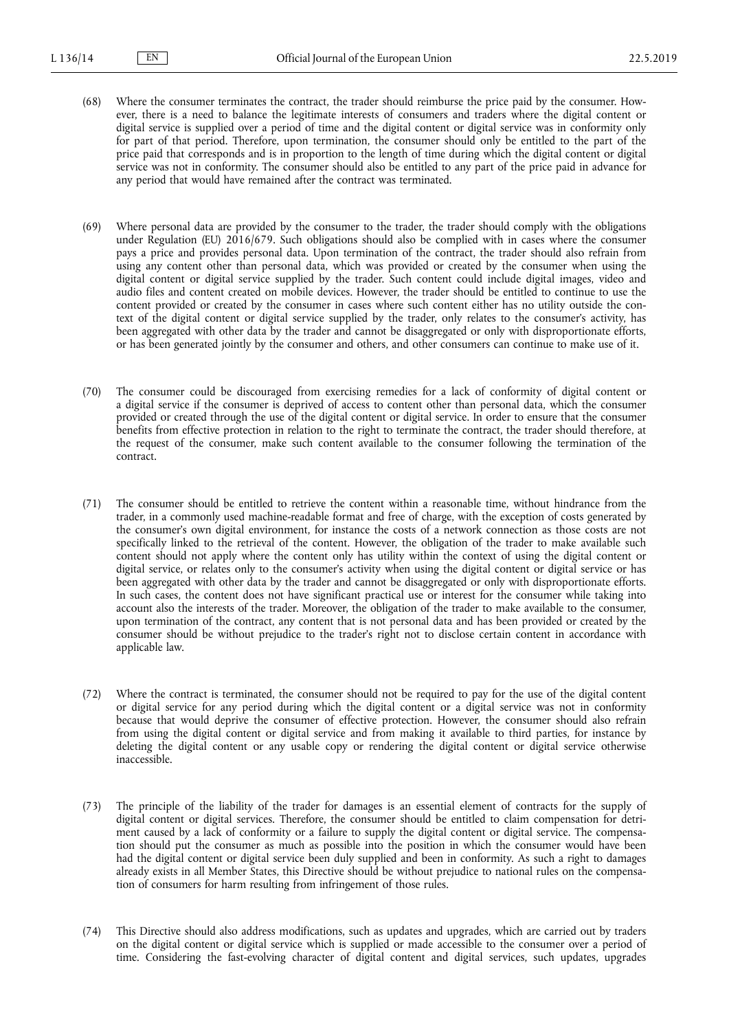(68) Where the consumer terminates the contract, the trader should reimburse the price paid by the consumer. However, there is a need to balance the legitimate interests of consumers and traders where the digital content or digital service is supplied over a period of time and the digital content or digital service was in conformity only for part of that period. Therefore, upon termination, the consumer should only be entitled to the part of the price paid that corresponds and is in proportion to the length of time during which the digital content or digital service was not in conformity. The consumer should also be entitled to any part of the price paid in advance for any period that would have remained after the contract was terminated.

(69) Where personal data are provided by the consumer to the trader, the trader should comply with the obligations under Regulation (EU) 2016/679. Such obligations should also be complied with in cases where the consumer pays a price and provides personal data. Upon termination of the contract, the trader should also refrain from using any content other than personal data, which was provided or created by the consumer when using the digital content or digital service supplied by the trader. Such content could include digital images, video and audio files and content created on mobile devices. However, the trader should be entitled to continue to use the content provided or created by the consumer in cases where such content either has no utility outside the context of the digital content or digital service supplied by the trader, only relates to the consumer's activity, has been aggregated with other data by the trader and cannot be disaggregated or only with disproportionate efforts, or has been generated jointly by the consumer and others, and other consumers can continue to make use of it.

(70) The consumer could be discouraged from exercising remedies for a lack of conformity of digital content or a digital service if the consumer is deprived of access to content other than personal data, which the consumer provided or created through the use of the digital content or digital service. In order to ensure that the consumer benefits from effective protection in relation to the right to terminate the contract, the trader should therefore, at the request of the consumer, make such content available to the consumer following the termination of the contract.

(71) The consumer should be entitled to retrieve the content within a reasonable time, without hindrance from the trader, in a commonly used machine-readable format and free of charge, with the exception of costs generated by the consumer's own digital environment, for instance the costs of a network connection as those costs are not specifically linked to the retrieval of the content. However, the obligation of the trader to make available such content should not apply where the content only has utility within the context of using the digital content or digital service, or relates only to the consumer's activity when using the digital content or digital service or has been aggregated with other data by the trader and cannot be disaggregated or only with disproportionate efforts. In such cases, the content does not have significant practical use or interest for the consumer while taking into account also the interests of the trader. Moreover, the obligation of the trader to make available to the consumer, upon termination of the contract, any content that is not personal data and has been provided or created by the consumer should be without prejudice to the trader's right not to disclose certain content in accordance with applicable law.

(72) Where the contract is terminated, the consumer should not be required to pay for the use of the digital content or digital service for any period during which the digital content or a digital service was not in conformity because that would deprive the consumer of effective protection. However, the consumer should also refrain from using the digital content or digital service and from making it available to third parties, for instance by deleting the digital content or any usable copy or rendering the digital content or digital service otherwise inaccessible.

(73) The principle of the liability of the trader for damages is an essential element of contracts for the supply of digital content or digital services. Therefore, the consumer should be entitled to claim compensation for detriment caused by a lack of conformity or a failure to supply the digital content or digital service. The compensation should put the consumer as much as possible into the position in which the consumer would have been had the digital content or digital service been duly supplied and been in conformity. As such a right to damages already exists in all Member States, this Directive should be without prejudice to national rules on the compensation of consumers for harm resulting from infringement of those rules.

(74) This Directive should also address modifications, such as updates and upgrades, which are carried out by traders on the digital content or digital service which is supplied or made accessible to the consumer over a period of time. Considering the fast-evolving character of digital content and digital services, such updates, upgrades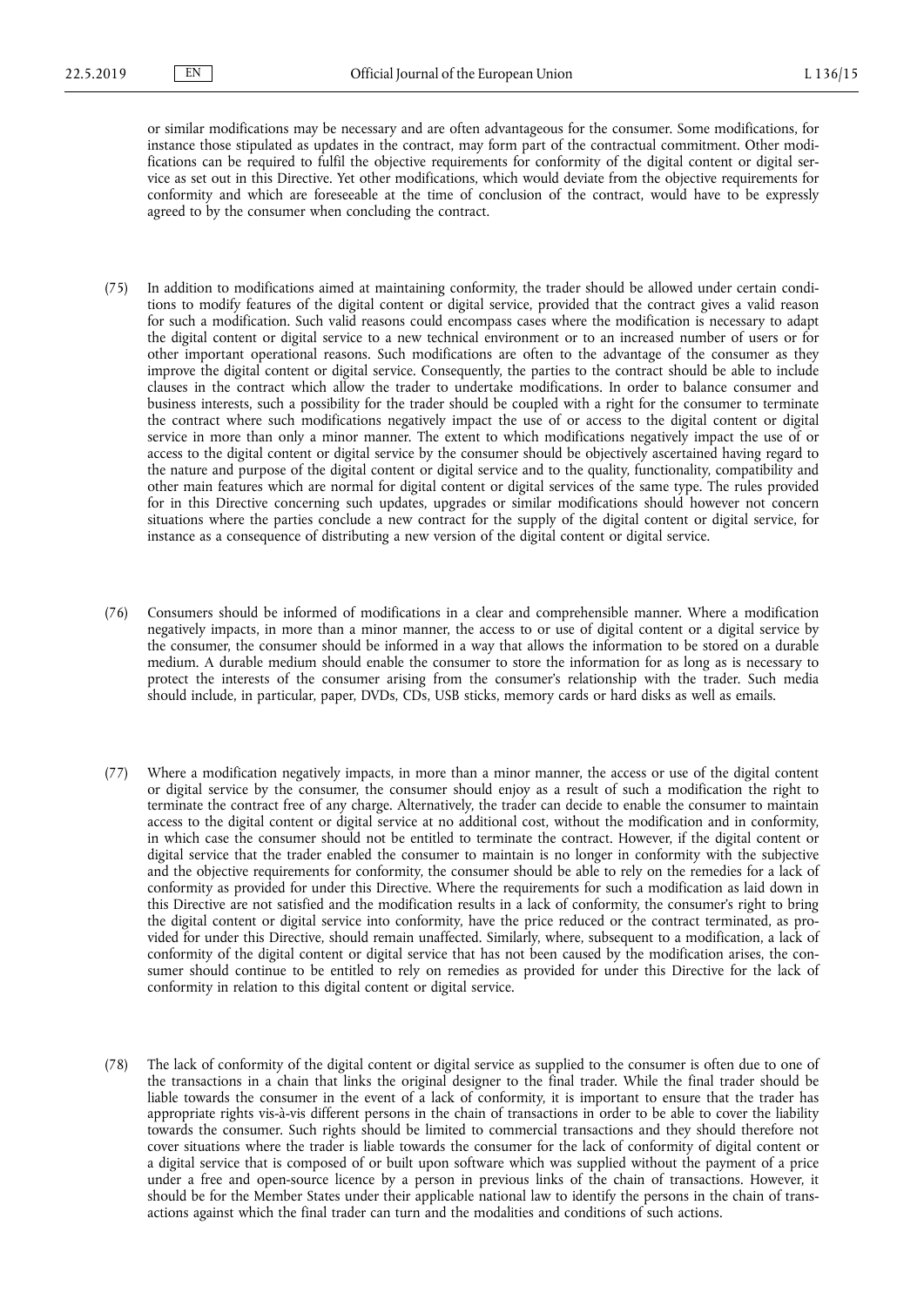or similar modifications may be necessary and are often advantageous for the consumer. Some modifications, for instance those stipulated as updates in the contract, may form part of the contractual commitment. Other modifications can be required to fulfil the objective requirements for conformity of the digital content or digital service as set out in this Directive. Yet other modifications, which would deviate from the objective requirements for conformity and which are foreseeable at the time of conclusion of the contract, would have to be expressly agreed to by the consumer when concluding the contract.

(75) In addition to modifications aimed at maintaining conformity, the trader should be allowed under certain conditions to modify features of the digital content or digital service, provided that the contract gives a valid reason for such a modification. Such valid reasons could encompass cases where the modification is necessary to adapt the digital content or digital service to a new technical environment or to an increased number of users or for other important operational reasons. Such modifications are often to the advantage of the consumer as they improve the digital content or digital service. Consequently, the parties to the contract should be able to include clauses in the contract which allow the trader to undertake modifications. In order to balance consumer and business interests, such a possibility for the trader should be coupled with a right for the consumer to terminate the contract where such modifications negatively impact the use of or access to the digital content or digital service in more than only a minor manner. The extent to which modifications negatively impact the use of or access to the digital content or digital service by the consumer should be objectively ascertained having regard to the nature and purpose of the digital content or digital service and to the quality, functionality, compatibility and other main features which are normal for digital content or digital services of the same type. The rules provided for in this Directive concerning such updates, upgrades or similar modifications should however not concern situations where the parties conclude a new contract for the supply of the digital content or digital service, for instance as a consequence of distributing a new version of the digital content or digital service.

(76) Consumers should be informed of modifications in a clear and comprehensible manner. Where a modification negatively impacts, in more than a minor manner, the access to or use of digital content or a digital service by the consumer, the consumer should be informed in a way that allows the information to be stored on a durable medium. A durable medium should enable the consumer to store the information for as long as is necessary to protect the interests of the consumer arising from the consumer's relationship with the trader. Such media should include, in particular, paper, DVDs, CDs, USB sticks, memory cards or hard disks as well as emails.

(77) Where a modification negatively impacts, in more than a minor manner, the access or use of the digital content or digital service by the consumer, the consumer should enjoy as a result of such a modification the right to terminate the contract free of any charge. Alternatively, the trader can decide to enable the consumer to maintain access to the digital content or digital service at no additional cost, without the modification and in conformity, in which case the consumer should not be entitled to terminate the contract. However, if the digital content or digital service that the trader enabled the consumer to maintain is no longer in conformity with the subjective and the objective requirements for conformity, the consumer should be able to rely on the remedies for a lack of conformity as provided for under this Directive. Where the requirements for such a modification as laid down in this Directive are not satisfied and the modification results in a lack of conformity, the consumer's right to bring the digital content or digital service into conformity, have the price reduced or the contract terminated, as provided for under this Directive, should remain unaffected. Similarly, where, subsequent to a modification, a lack of conformity of the digital content or digital service that has not been caused by the modification arises, the consumer should continue to be entitled to rely on remedies as provided for under this Directive for the lack of conformity in relation to this digital content or digital service.

(78) The lack of conformity of the digital content or digital service as supplied to the consumer is often due to one of the transactions in a chain that links the original designer to the final trader. While the final trader should be liable towards the consumer in the event of a lack of conformity, it is important to ensure that the trader has appropriate rights vis-à-vis different persons in the chain of transactions in order to be able to cover the liability towards the consumer. Such rights should be limited to commercial transactions and they should therefore not cover situations where the trader is liable towards the consumer for the lack of conformity of digital content or a digital service that is composed of or built upon software which was supplied without the payment of a price under a free and open-source licence by a person in previous links of the chain of transactions. However, it should be for the Member States under their applicable national law to identify the persons in the chain of transactions against which the final trader can turn and the modalities and conditions of such actions.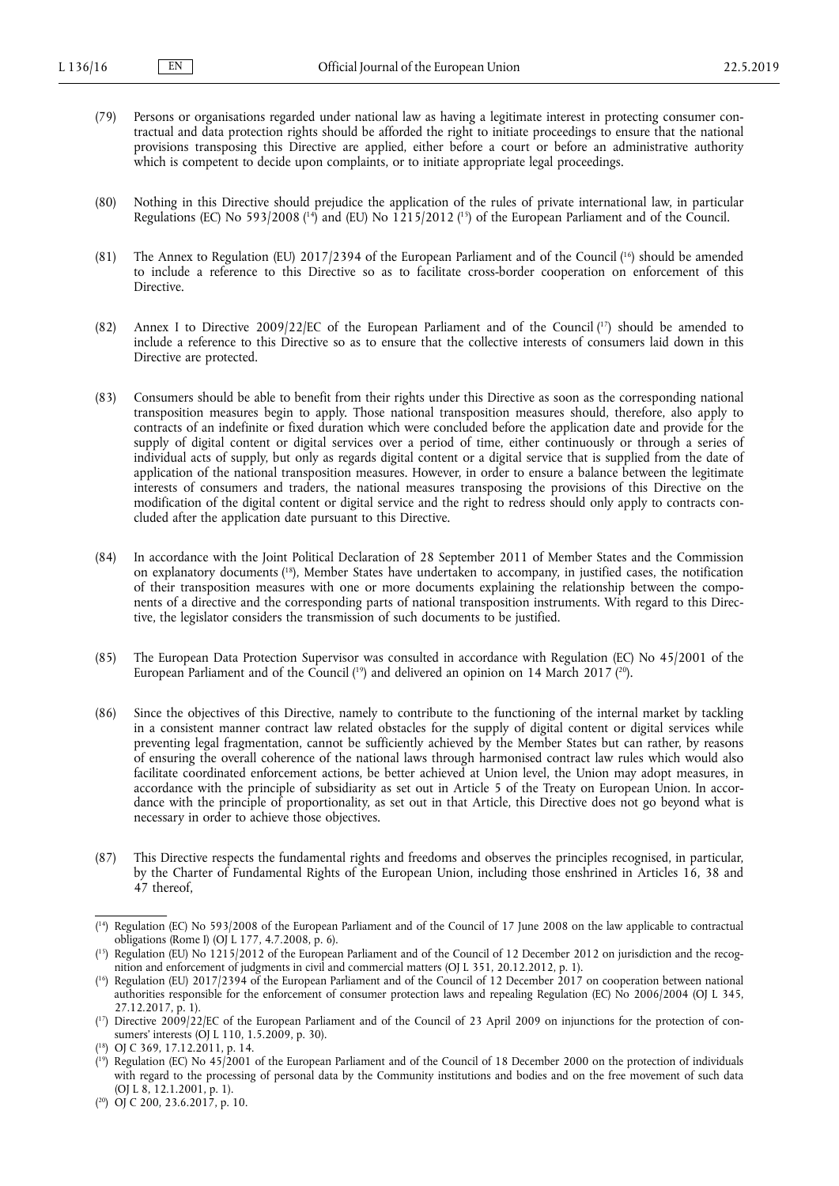(79) Persons or organisations regarded under national law as having a legitimate interest in protecting consumer contractual and data protection rights should be afforded the right to initiate proceedings to ensure that the national provisions transposing this Directive are applied, either before a court or before an administrative authority which is competent to decide upon complaints, or to initiate appropriate legal proceedings.

(80) Nothing in this Directive should prejudice the application of the rules of private international law, in particular Regulations (EC) No 593/2008 ([14]) and (EU) No 1215/2012 ([15]) of the European Parliament and of the Council.

(81) The Annex to Regulation (EU) 2017/2394 of the European Parliament and of the Council ([16]) should be amended to include a reference to this Directive so as to facilitate cross-border cooperation on enforcement of this Directive.

(82) Annex I to Directive 2009/22/EC of the European Parliament and of the Council ([17]) should be amended to include a reference to this Directive so as to ensure that the collective interests of consumers laid down in this Directive are protected.

(83) Consumers should be able to benefit from their rights under this Directive as soon as the corresponding national transposition measures begin to apply. Those national transposition measures should, therefore, also apply to contracts of an indefinite or fixed duration which were concluded before the application date and provide for the supply of digital content or digital services over a period of time, either continuously or through a series of individual acts of supply, but only as regards digital content or a digital service that is supplied from the date of application of the national transposition measures. However, in order to ensure a balance between the legitimate interests of consumers and traders, the national measures transposing the provisions of this Directive on the modification of the digital content or digital service and the right to redress should only apply to contracts concluded after the application date pursuant to this Directive.

(84) In accordance with the Joint Political Declaration of 28 September 2011 of Member States and the Commission on explanatory documents ([18]), Member States have undertaken to accompany, in justified cases, the notification of their transposition measures with one or more documents explaining the relationship between the components of a directive and the corresponding parts of national transposition instruments. With regard to this Directive, the legislator considers the transmission of such documents to be justified.

(85) The European Data Protection Supervisor was consulted in accordance with Regulation (EC) No 45/2001 of the European Parliament and of the Council ([19]) and delivered an opinion on 14 March 2017 ([20]).

(86) Since the objectives of this Directive, namely to contribute to the functioning of the internal market by tackling in a consistent manner contract law related obstacles for the supply of digital content or digital services while preventing legal fragmentation, cannot be sufficiently achieved by the Member States but can rather, by reasons of ensuring the overall coherence of the national laws through harmonised contract law rules which would also facilitate coordinated enforcement actions, be better achieved at Union level, the Union may adopt measures, in accordance with the principle of subsidiarity as set out in Article 5 of the Treaty on European Union. In accordance with the principle of proportionality, as set out in that Article, this Directive does not go beyond what is necessary in order to achieve those objectives.

(87) This Directive respects the fundamental rights and freedoms and observes the principles recognised, in particular, by the Charter of Fundamental Rights of the European Union, including those enshrined in Articles 16, 38 and 47 thereof,

---

([14]) Regulation (EC) No 593/2008 of the European Parliament and of the Council of 17 June 2008 on the law applicable to contractual obligations (Rome I) (OJ L 177, 4.7.2008, p. 6).

([15]) Regulation (EU) No 1215/2012 of the European Parliament and of the Council of 12 December 2012 on jurisdiction and the recognition and enforcement of judgments in civil and commercial matters (OJ L 351, 20.12.2012, p. 1).

([16]) Regulation (EU) 2017/2394 of the European Parliament and of the Council of 12 December 2017 on cooperation between national authorities responsible for the enforcement of consumer protection laws and repealing Regulation (EC) No 2006/2004 (OJ L 345, 27.12.2017, p. 1).

([17]) Directive 2009/22/EC of the European Parliament and of the Council of 23 April 2009 on injunctions for the protection of consumers' interests (OJ L 110, 1.5.2009, p. 30).

([18]) OJ C 369, 17.12.2011, p. 14.

([19]) Regulation (EC) No 45/2001 of the European Parliament and of the Council of 18 December 2000 on the protection of individuals with regard to the processing of personal data by the Community institutions and bodies and on the free movement of such data (OJ L 8, 12.1.2001, p. 1).

([20]) OJ C 200, 23.6.2017, p. 10.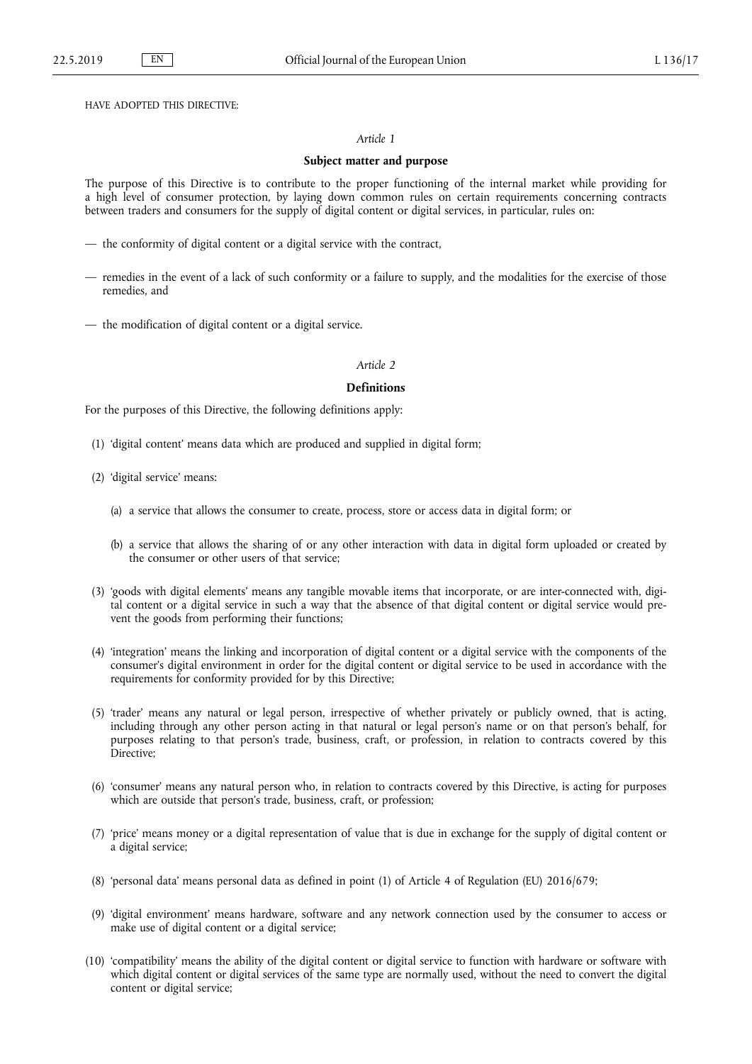HAVE ADOPTED THIS DIRECTIVE:

*Article 1*

**Subject matter and purpose**

The purpose of this Directive is to contribute to the proper functioning of the internal market while providing for a high level of consumer protection, by laying down common rules on certain requirements concerning contracts between traders and consumers for the supply of digital content or digital services, in particular, rules on:

— the conformity of digital content or a digital service with the contract,

— remedies in the event of a lack of such conformity or a failure to supply, and the modalities for the exercise of those remedies, and

— the modification of digital content or a digital service.

*Article 2*

**Definitions**

For the purposes of this Directive, the following definitions apply:

(1) 'digital content' means data which are produced and supplied in digital form;

(2) 'digital service' means:

 (a) a service that allows the consumer to create, process, store or access data in digital form; or

 (b) a service that allows the sharing of or any other interaction with data in digital form uploaded or created by the consumer or other users of that service;

(3) 'goods with digital elements' means any tangible movable items that incorporate, or are inter-connected with, digital content or a digital service in such a way that the absence of that digital content or digital service would prevent the goods from performing their functions;

(4) 'integration' means the linking and incorporation of digital content or a digital service with the components of the consumer's digital environment in order for the digital content or digital service to be used in accordance with the requirements for conformity provided for by this Directive;

(5) 'trader' means any natural or legal person, irrespective of whether privately or publicly owned, that is acting, including through any other person acting in that natural or legal person's name or on that person's behalf, for purposes relating to that person's trade, business, craft, or profession, in relation to contracts covered by this Directive;

(6) 'consumer' means any natural person who, in relation to contracts covered by this Directive, is acting for purposes which are outside that person's trade, business, craft, or profession;

(7) 'price' means money or a digital representation of value that is due in exchange for the supply of digital content or a digital service;

(8) 'personal data' means personal data as defined in point (1) of Article 4 of Regulation (EU) 2016/679;

(9) 'digital environment' means hardware, software and any network connection used by the consumer to access or make use of digital content or a digital service;

(10) 'compatibility' means the ability of the digital content or digital service to function with hardware or software with which digital content or digital services of the same type are normally used, without the need to convert the digital content or digital service;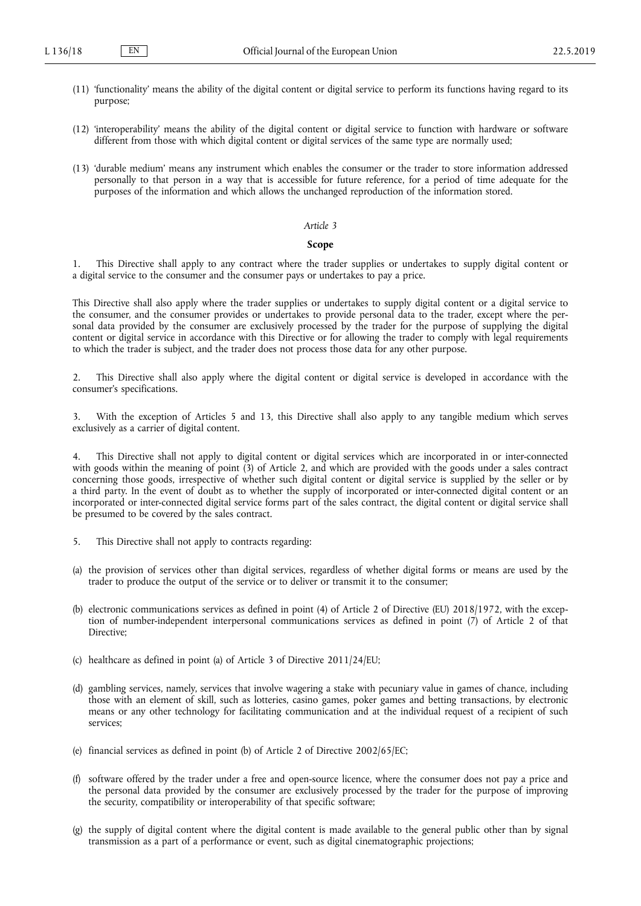(11) 'functionality' means the ability of the digital content or digital service to perform its functions having regard to its purpose;

(12) 'interoperability' means the ability of the digital content or digital service to function with hardware or software different from those with which digital content or digital services of the same type are normally used;

(13) 'durable medium' means any instrument which enables the consumer or the trader to store information addressed personally to that person in a way that is accessible for future reference, for a period of time adequate for the purposes of the information and which allows the unchanged reproduction of the information stored.

*Article 3*

**Scope**

1. This Directive shall apply to any contract where the trader supplies or undertakes to supply digital content or a digital service to the consumer and the consumer pays or undertakes to pay a price.

This Directive shall also apply where the trader supplies or undertakes to supply digital content or a digital service to the consumer, and the consumer provides or undertakes to provide personal data to the trader, except where the personal data provided by the consumer are exclusively processed by the trader for the purpose of supplying the digital content or digital service in accordance with this Directive or for allowing the trader to comply with legal requirements to which the trader is subject, and the trader does not process those data for any other purpose.

2. This Directive shall also apply where the digital content or digital service is developed in accordance with the consumer's specifications.

3. With the exception of Articles 5 and 13, this Directive shall also apply to any tangible medium which serves exclusively as a carrier of digital content.

4. This Directive shall not apply to digital content or digital services which are incorporated in or inter-connected with goods within the meaning of point (3) of Article 2, and which are provided with the goods under a sales contract concerning those goods, irrespective of whether such digital content or digital service is supplied by the seller or by a third party. In the event of doubt as to whether the supply of incorporated or inter-connected digital content or an incorporated or inter-connected digital service forms part of the sales contract, the digital content or digital service shall be presumed to be covered by the sales contract.

5. This Directive shall not apply to contracts regarding:

(a) the provision of services other than digital services, regardless of whether digital forms or means are used by the trader to produce the output of the service or to deliver or transmit it to the consumer;

(b) electronic communications services as defined in point (4) of Article 2 of Directive (EU) 2018/1972, with the exception of number-independent interpersonal communications services as defined in point (7) of Article 2 of that Directive;

(c) healthcare as defined in point (a) of Article 3 of Directive 2011/24/EU;

(d) gambling services, namely, services that involve wagering a stake with pecuniary value in games of chance, including those with an element of skill, such as lotteries, casino games, poker games and betting transactions, by electronic means or any other technology for facilitating communication and at the individual request of a recipient of such services;

(e) financial services as defined in point (b) of Article 2 of Directive 2002/65/EC;

(f) software offered by the trader under a free and open-source licence, where the consumer does not pay a price and the personal data provided by the consumer are exclusively processed by the trader for the purpose of improving the security, compatibility or interoperability of that specific software;

(g) the supply of digital content where the digital content is made available to the general public other than by signal transmission as a part of a performance or event, such as digital cinematographic projections;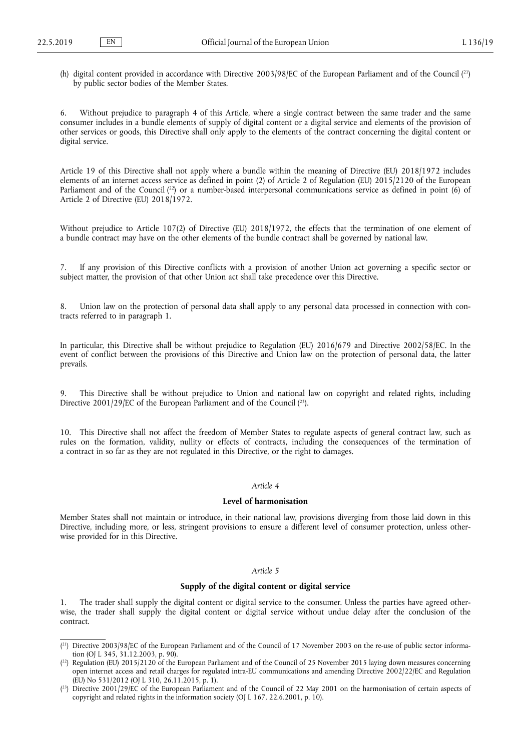(h) digital content provided in accordance with Directive 2003/98/EC of the European Parliament and of the Council [21] by public sector bodies of the Member States.

6. Without prejudice to paragraph 4 of this Article, where a single contract between the same trader and the same consumer includes in a bundle elements of supply of digital content or a digital service and elements of the provision of other services or goods, this Directive shall only apply to the elements of the contract concerning the digital content or digital service.

Article 19 of this Directive shall not apply where a bundle within the meaning of Directive (EU) 2018/1972 includes elements of an internet access service as defined in point (2) of Article 2 of Regulation (EU) 2015/2120 of the European Parliament and of the Council [22] or a number-based interpersonal communications service as defined in point (6) of Article 2 of Directive (EU) 2018/1972.

Without prejudice to Article 107(2) of Directive (EU) 2018/1972, the effects that the termination of one element of a bundle contract may have on the other elements of the bundle contract shall be governed by national law.

7. If any provision of this Directive conflicts with a provision of another Union act governing a specific sector or subject matter, the provision of that other Union act shall take precedence over this Directive.

8. Union law on the protection of personal data shall apply to any personal data processed in connection with contracts referred to in paragraph 1.

In particular, this Directive shall be without prejudice to Regulation (EU) 2016/679 and Directive 2002/58/EC. In the event of conflict between the provisions of this Directive and Union law on the protection of personal data, the latter prevails.

9. This Directive shall be without prejudice to Union and national law on copyright and related rights, including Directive 2001/29/EC of the European Parliament and of the Council [23].

10. This Directive shall not affect the freedom of Member States to regulate aspects of general contract law, such as rules on the formation, validity, nullity or effects of contracts, including the consequences of the termination of a contract in so far as they are not regulated in this Directive, or the right to damages.

*Article 4*

**Level of harmonisation**

Member States shall not maintain or introduce, in their national law, provisions diverging from those laid down in this Directive, including more, or less, stringent provisions to ensure a different level of consumer protection, unless otherwise provided for in this Directive.

*Article 5*

**Supply of the digital content or digital service**

1. The trader shall supply the digital content or digital service to the consumer. Unless the parties have agreed otherwise, the trader shall supply the digital content or digital service without undue delay after the conclusion of the contract.

---

[21] Directive 2003/98/EC of the European Parliament and of the Council of 17 November 2003 on the re-use of public sector information (OJ L 345, 31.12.2003, p. 90).

[22] Regulation (EU) 2015/2120 of the European Parliament and of the Council of 25 November 2015 laying down measures concerning open internet access and retail charges for regulated intra-EU communications and amending Directive 2002/22/EC and Regulation (EU) No 531/2012 (OJ L 310, 26.11.2015, p. 1).

[23] Directive 2001/29/EC of the European Parliament and of the Council of 22 May 2001 on the harmonisation of certain aspects of copyright and related rights in the information society (OJ L 167, 22.6.2001, p. 10).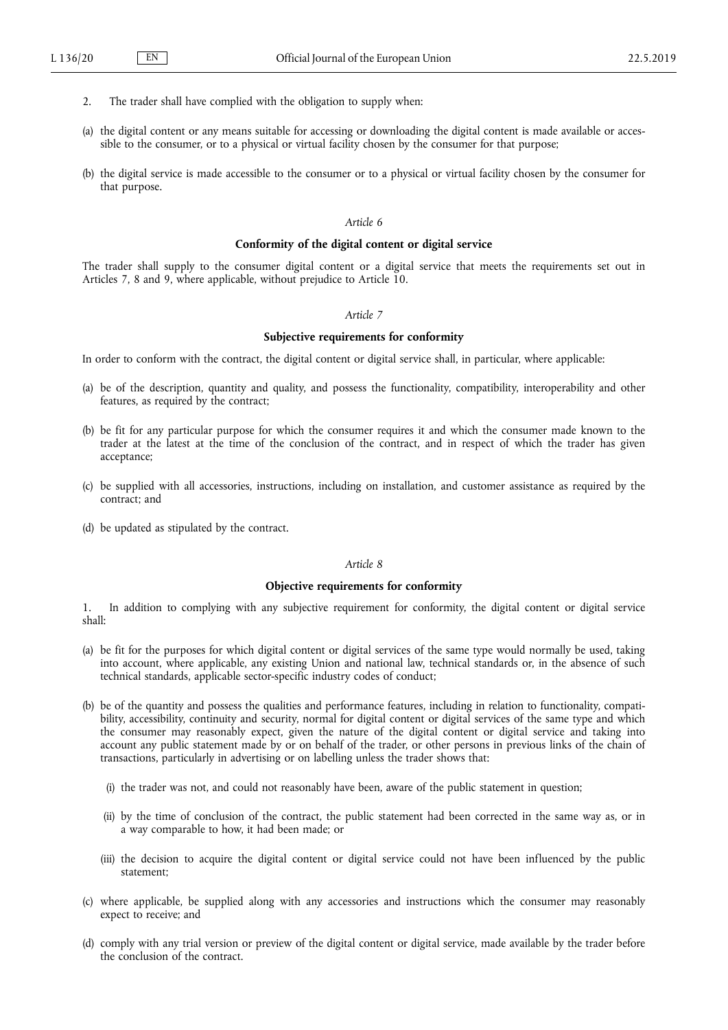2. The trader shall have complied with the obligation to supply when:

(a) the digital content or any means suitable for accessing or downloading the digital content is made available or accessible to the consumer, or to a physical or virtual facility chosen by the consumer for that purpose;

(b) the digital service is made accessible to the consumer or to a physical or virtual facility chosen by the consumer for that purpose.

*Article 6*

**Conformity of the digital content or digital service**

The trader shall supply to the consumer digital content or a digital service that meets the requirements set out in Articles 7, 8 and 9, where applicable, without prejudice to Article 10.

*Article 7*

**Subjective requirements for conformity**

In order to conform with the contract, the digital content or digital service shall, in particular, where applicable:

(a) be of the description, quantity and quality, and possess the functionality, compatibility, interoperability and other features, as required by the contract;

(b) be fit for any particular purpose for which the consumer requires it and which the consumer made known to the trader at the latest at the time of the conclusion of the contract, and in respect of which the trader has given acceptance;

(c) be supplied with all accessories, instructions, including on installation, and customer assistance as required by the contract; and

(d) be updated as stipulated by the contract.

*Article 8*

**Objective requirements for conformity**

1. In addition to complying with any subjective requirement for conformity, the digital content or digital service shall:

(a) be fit for the purposes for which digital content or digital services of the same type would normally be used, taking into account, where applicable, any existing Union and national law, technical standards or, in the absence of such technical standards, applicable sector-specific industry codes of conduct;

(b) be of the quantity and possess the qualities and performance features, including in relation to functionality, compatibility, accessibility, continuity and security, normal for digital content or digital services of the same type and which the consumer may reasonably expect, given the nature of the digital content or digital service and taking into account any public statement made by or on behalf of the trader, or other persons in previous links of the chain of transactions, particularly in advertising or on labelling unless the trader shows that:

  (i) the trader was not, and could not reasonably have been, aware of the public statement in question;

  (ii) by the time of conclusion of the contract, the public statement had been corrected in the same way as, or in a way comparable to how, it had been made; or

  (iii) the decision to acquire the digital content or digital service could not have been influenced by the public statement;

(c) where applicable, be supplied along with any accessories and instructions which the consumer may reasonably expect to receive; and

(d) comply with any trial version or preview of the digital content or digital service, made available by the trader before the conclusion of the contract.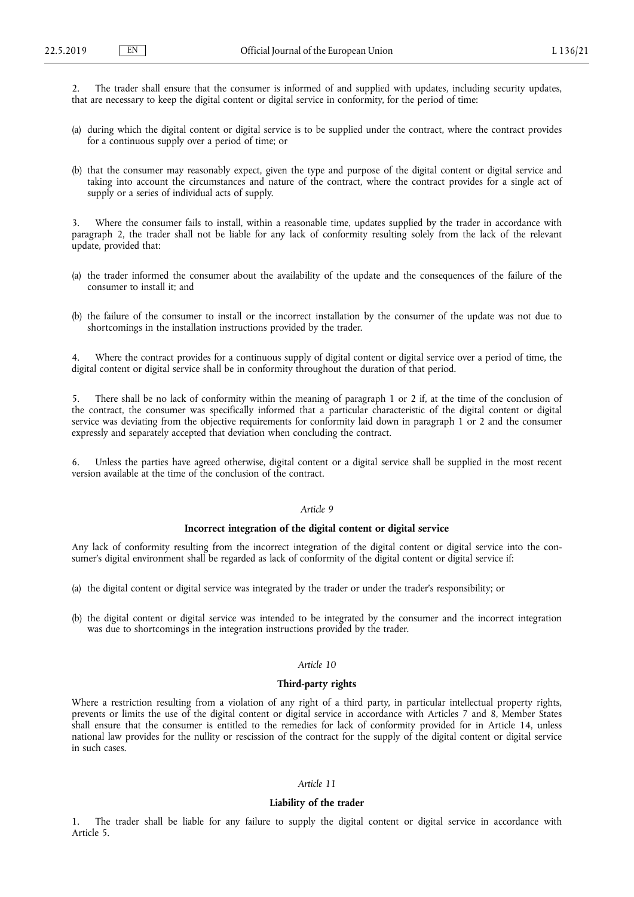2. The trader shall ensure that the consumer is informed of and supplied with updates, including security updates, that are necessary to keep the digital content or digital service in conformity, for the period of time:

(a) during which the digital content or digital service is to be supplied under the contract, where the contract provides for a continuous supply over a period of time; or

(b) that the consumer may reasonably expect, given the type and purpose of the digital content or digital service and taking into account the circumstances and nature of the contract, where the contract provides for a single act of supply or a series of individual acts of supply.

3. Where the consumer fails to install, within a reasonable time, updates supplied by the trader in accordance with paragraph 2, the trader shall not be liable for any lack of conformity resulting solely from the lack of the relevant update, provided that:

(a) the trader informed the consumer about the availability of the update and the consequences of the failure of the consumer to install it; and

(b) the failure of the consumer to install or the incorrect installation by the consumer of the update was not due to shortcomings in the installation instructions provided by the trader.

4. Where the contract provides for a continuous supply of digital content or digital service over a period of time, the digital content or digital service shall be in conformity throughout the duration of that period.

5. There shall be no lack of conformity within the meaning of paragraph 1 or 2 if, at the time of the conclusion of the contract, the consumer was specifically informed that a particular characteristic of the digital content or digital service was deviating from the objective requirements for conformity laid down in paragraph 1 or 2 and the consumer expressly and separately accepted that deviation when concluding the contract.

6. Unless the parties have agreed otherwise, digital content or a digital service shall be supplied in the most recent version available at the time of the conclusion of the contract.

*Article 9*

**Incorrect integration of the digital content or digital service**

Any lack of conformity resulting from the incorrect integration of the digital content or digital service into the consumer's digital environment shall be regarded as lack of conformity of the digital content or digital service if:

(a) the digital content or digital service was integrated by the trader or under the trader's responsibility; or

(b) the digital content or digital service was intended to be integrated by the consumer and the incorrect integration was due to shortcomings in the integration instructions provided by the trader.

*Article 10*

**Third-party rights**

Where a restriction resulting from a violation of any right of a third party, in particular intellectual property rights, prevents or limits the use of the digital content or digital service in accordance with Articles 7 and 8, Member States shall ensure that the consumer is entitled to the remedies for lack of conformity provided for in Article 14, unless national law provides for the nullity or rescission of the contract for the supply of the digital content or digital service in such cases.

*Article 11*

**Liability of the trader**

1. The trader shall be liable for any failure to supply the digital content or digital service in accordance with Article 5.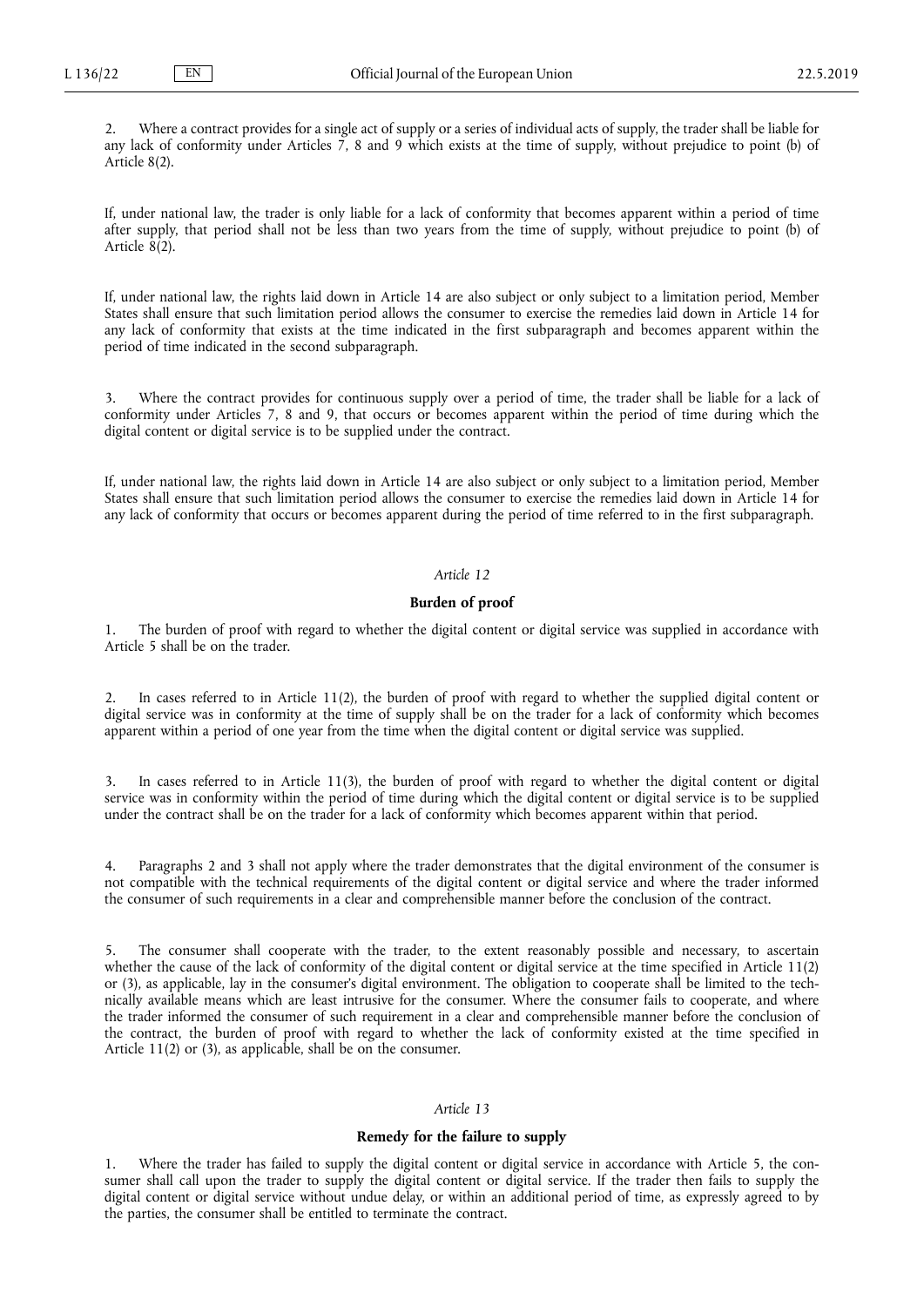2. Where a contract provides for a single act of supply or a series of individual acts of supply, the trader shall be liable for any lack of conformity under Articles 7, 8 and 9 which exists at the time of supply, without prejudice to point (b) of Article 8(2).

If, under national law, the trader is only liable for a lack of conformity that becomes apparent within a period of time after supply, that period shall not be less than two years from the time of supply, without prejudice to point (b) of Article 8(2).

If, under national law, the rights laid down in Article 14 are also subject or only subject to a limitation period, Member States shall ensure that such limitation period allows the consumer to exercise the remedies laid down in Article 14 for any lack of conformity that exists at the time indicated in the first subparagraph and becomes apparent within the period of time indicated in the second subparagraph.

3. Where the contract provides for continuous supply over a period of time, the trader shall be liable for a lack of conformity under Articles 7, 8 and 9, that occurs or becomes apparent within the period of time during which the digital content or digital service is to be supplied under the contract.

If, under national law, the rights laid down in Article 14 are also subject or only subject to a limitation period, Member States shall ensure that such limitation period allows the consumer to exercise the remedies laid down in Article 14 for any lack of conformity that occurs or becomes apparent during the period of time referred to in the first subparagraph.

### *Article 12*

### **Burden of proof**

1. The burden of proof with regard to whether the digital content or digital service was supplied in accordance with Article 5 shall be on the trader.

2. In cases referred to in Article 11(2), the burden of proof with regard to whether the supplied digital content or digital service was in conformity at the time of supply shall be on the trader for a lack of conformity which becomes apparent within a period of one year from the time when the digital content or digital service was supplied.

3. In cases referred to in Article 11(3), the burden of proof with regard to whether the digital content or digital service was in conformity within the period of time during which the digital content or digital service is to be supplied under the contract shall be on the trader for a lack of conformity which becomes apparent within that period.

4. Paragraphs 2 and 3 shall not apply where the trader demonstrates that the digital environment of the consumer is not compatible with the technical requirements of the digital content or digital service and where the trader informed the consumer of such requirements in a clear and comprehensible manner before the conclusion of the contract.

5. The consumer shall cooperate with the trader, to the extent reasonably possible and necessary, to ascertain whether the cause of the lack of conformity of the digital content or digital service at the time specified in Article 11(2) or (3), as applicable, lay in the consumer's digital environment. The obligation to cooperate shall be limited to the technically available means which are least intrusive for the consumer. Where the consumer fails to cooperate, and where the trader informed the consumer of such requirement in a clear and comprehensible manner before the conclusion of the contract, the burden of proof with regard to whether the lack of conformity existed at the time specified in Article 11(2) or (3), as applicable, shall be on the consumer.

### *Article 13*

### **Remedy for the failure to supply**

1. Where the trader has failed to supply the digital content or digital service in accordance with Article 5, the consumer shall call upon the trader to supply the digital content or digital service. If the trader then fails to supply the digital content or digital service without undue delay, or within an additional period of time, as expressly agreed to by the parties, the consumer shall be entitled to terminate the contract.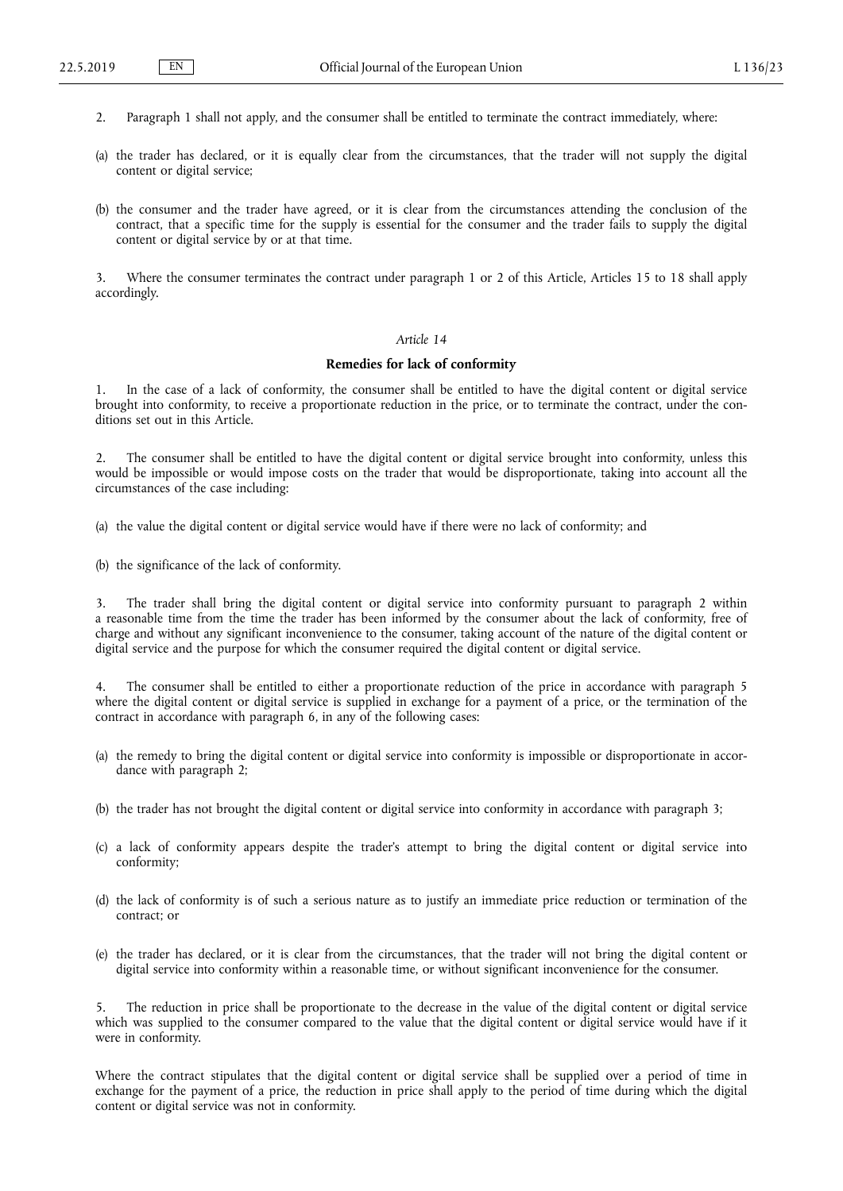2. Paragraph 1 shall not apply, and the consumer shall be entitled to terminate the contract immediately, where:

(a) the trader has declared, or it is equally clear from the circumstances, that the trader will not supply the digital content or digital service;

(b) the consumer and the trader have agreed, or it is clear from the circumstances attending the conclusion of the contract, that a specific time for the supply is essential for the consumer and the trader fails to supply the digital content or digital service by or at that time.

3. Where the consumer terminates the contract under paragraph 1 or 2 of this Article, Articles 15 to 18 shall apply accordingly.

### *Article 14*

### **Remedies for lack of conformity**

1. In the case of a lack of conformity, the consumer shall be entitled to have the digital content or digital service brought into conformity, to receive a proportionate reduction in the price, or to terminate the contract, under the conditions set out in this Article.

2. The consumer shall be entitled to have the digital content or digital service brought into conformity, unless this would be impossible or would impose costs on the trader that would be disproportionate, taking into account all the circumstances of the case including:

(a) the value the digital content or digital service would have if there were no lack of conformity; and

(b) the significance of the lack of conformity.

3. The trader shall bring the digital content or digital service into conformity pursuant to paragraph 2 within a reasonable time from the time the trader has been informed by the consumer about the lack of conformity, free of charge and without any significant inconvenience to the consumer, taking account of the nature of the digital content or digital service and the purpose for which the consumer required the digital content or digital service.

4. The consumer shall be entitled to either a proportionate reduction of the price in accordance with paragraph 5 where the digital content or digital service is supplied in exchange for a payment of a price, or the termination of the contract in accordance with paragraph 6, in any of the following cases:

(a) the remedy to bring the digital content or digital service into conformity is impossible or disproportionate in accordance with paragraph 2;

(b) the trader has not brought the digital content or digital service into conformity in accordance with paragraph 3;

(c) a lack of conformity appears despite the trader's attempt to bring the digital content or digital service into conformity;

(d) the lack of conformity is of such a serious nature as to justify an immediate price reduction or termination of the contract; or

(e) the trader has declared, or it is clear from the circumstances, that the trader will not bring the digital content or digital service into conformity within a reasonable time, or without significant inconvenience for the consumer.

5. The reduction in price shall be proportionate to the decrease in the value of the digital content or digital service which was supplied to the consumer compared to the value that the digital content or digital service would have if it were in conformity.

Where the contract stipulates that the digital content or digital service shall be supplied over a period of time in exchange for the payment of a price, the reduction in price shall apply to the period of time during which the digital content or digital service was not in conformity.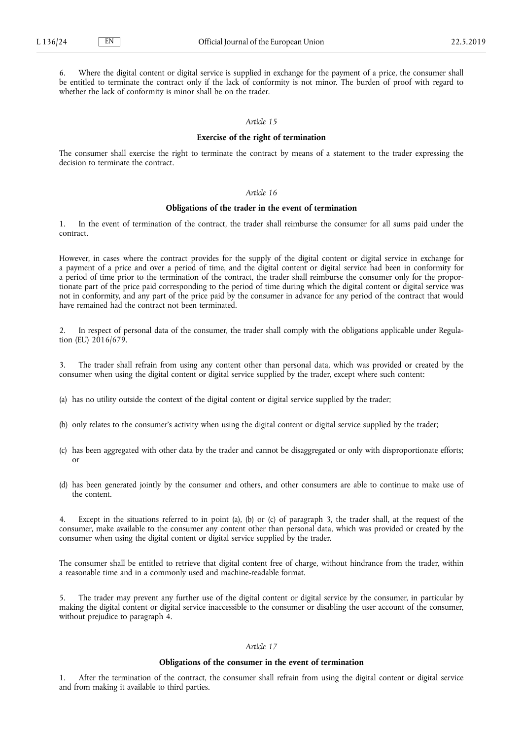6. Where the digital content or digital service is supplied in exchange for the payment of a price, the consumer shall be entitled to terminate the contract only if the lack of conformity is not minor. The burden of proof with regard to whether the lack of conformity is minor shall be on the trader.

*Article 15*

**Exercise of the right of termination**

The consumer shall exercise the right to terminate the contract by means of a statement to the trader expressing the decision to terminate the contract.

*Article 16*

**Obligations of the trader in the event of termination**

1. In the event of termination of the contract, the trader shall reimburse the consumer for all sums paid under the contract.

However, in cases where the contract provides for the supply of the digital content or digital service in exchange for a payment of a price and over a period of time, and the digital content or digital service had been in conformity for a period of time prior to the termination of the contract, the trader shall reimburse the consumer only for the proportionate part of the price paid corresponding to the period of time during which the digital content or digital service was not in conformity, and any part of the price paid by the consumer in advance for any period of the contract that would have remained had the contract not been terminated.

2. In respect of personal data of the consumer, the trader shall comply with the obligations applicable under Regulation (EU) 2016/679.

3. The trader shall refrain from using any content other than personal data, which was provided or created by the consumer when using the digital content or digital service supplied by the trader, except where such content:

(a) has no utility outside the context of the digital content or digital service supplied by the trader;

(b) only relates to the consumer's activity when using the digital content or digital service supplied by the trader;

(c) has been aggregated with other data by the trader and cannot be disaggregated or only with disproportionate efforts; or

(d) has been generated jointly by the consumer and others, and other consumers are able to continue to make use of the content.

4. Except in the situations referred to in point (a), (b) or (c) of paragraph 3, the trader shall, at the request of the consumer, make available to the consumer any content other than personal data, which was provided or created by the consumer when using the digital content or digital service supplied by the trader.

The consumer shall be entitled to retrieve that digital content free of charge, without hindrance from the trader, within a reasonable time and in a commonly used and machine-readable format.

5. The trader may prevent any further use of the digital content or digital service by the consumer, in particular by making the digital content or digital service inaccessible to the consumer or disabling the user account of the consumer, without prejudice to paragraph 4.

*Article 17*

**Obligations of the consumer in the event of termination**

1. After the termination of the contract, the consumer shall refrain from using the digital content or digital service and from making it available to third parties.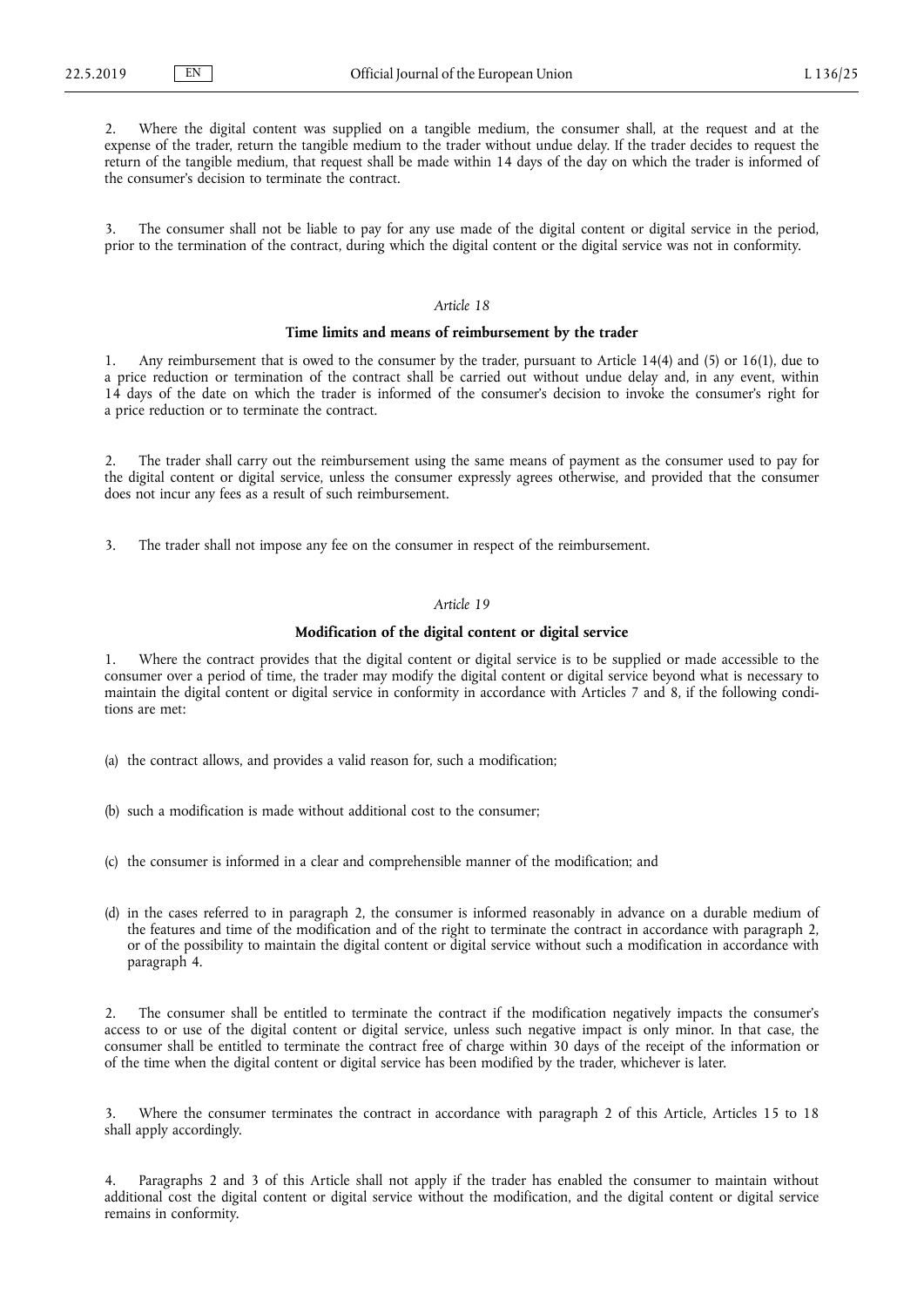2. Where the digital content was supplied on a tangible medium, the consumer shall, at the request and at the expense of the trader, return the tangible medium to the trader without undue delay. If the trader decides to request the return of the tangible medium, that request shall be made within 14 days of the day on which the trader is informed of the consumer's decision to terminate the contract.

3. The consumer shall not be liable to pay for any use made of the digital content or digital service in the period, prior to the termination of the contract, during which the digital content or the digital service was not in conformity.

*Article 18*

**Time limits and means of reimbursement by the trader**

1. Any reimbursement that is owed to the consumer by the trader, pursuant to Article 14(4) and (5) or 16(1), due to a price reduction or termination of the contract shall be carried out without undue delay and, in any event, within 14 days of the date on which the trader is informed of the consumer's decision to invoke the consumer's right for a price reduction or to terminate the contract.

2. The trader shall carry out the reimbursement using the same means of payment as the consumer used to pay for the digital content or digital service, unless the consumer expressly agrees otherwise, and provided that the consumer does not incur any fees as a result of such reimbursement.

3. The trader shall not impose any fee on the consumer in respect of the reimbursement.

*Article 19*

**Modification of the digital content or digital service**

1. Where the contract provides that the digital content or digital service is to be supplied or made accessible to the consumer over a period of time, the trader may modify the digital content or digital service beyond what is necessary to maintain the digital content or digital service in conformity in accordance with Articles 7 and 8, if the following conditions are met:

(a) the contract allows, and provides a valid reason for, such a modification;

(b) such a modification is made without additional cost to the consumer;

(c) the consumer is informed in a clear and comprehensible manner of the modification; and

(d) in the cases referred to in paragraph 2, the consumer is informed reasonably in advance on a durable medium of the features and time of the modification and of the right to terminate the contract in accordance with paragraph 2, or of the possibility to maintain the digital content or digital service without such a modification in accordance with paragraph 4.

2. The consumer shall be entitled to terminate the contract if the modification negatively impacts the consumer's access to or use of the digital content or digital service, unless such negative impact is only minor. In that case, the consumer shall be entitled to terminate the contract free of charge within 30 days of the receipt of the information or of the time when the digital content or digital service has been modified by the trader, whichever is later.

3. Where the consumer terminates the contract in accordance with paragraph 2 of this Article, Articles 15 to 18 shall apply accordingly.

4. Paragraphs 2 and 3 of this Article shall not apply if the trader has enabled the consumer to maintain without additional cost the digital content or digital service without the modification, and the digital content or digital service remains in conformity.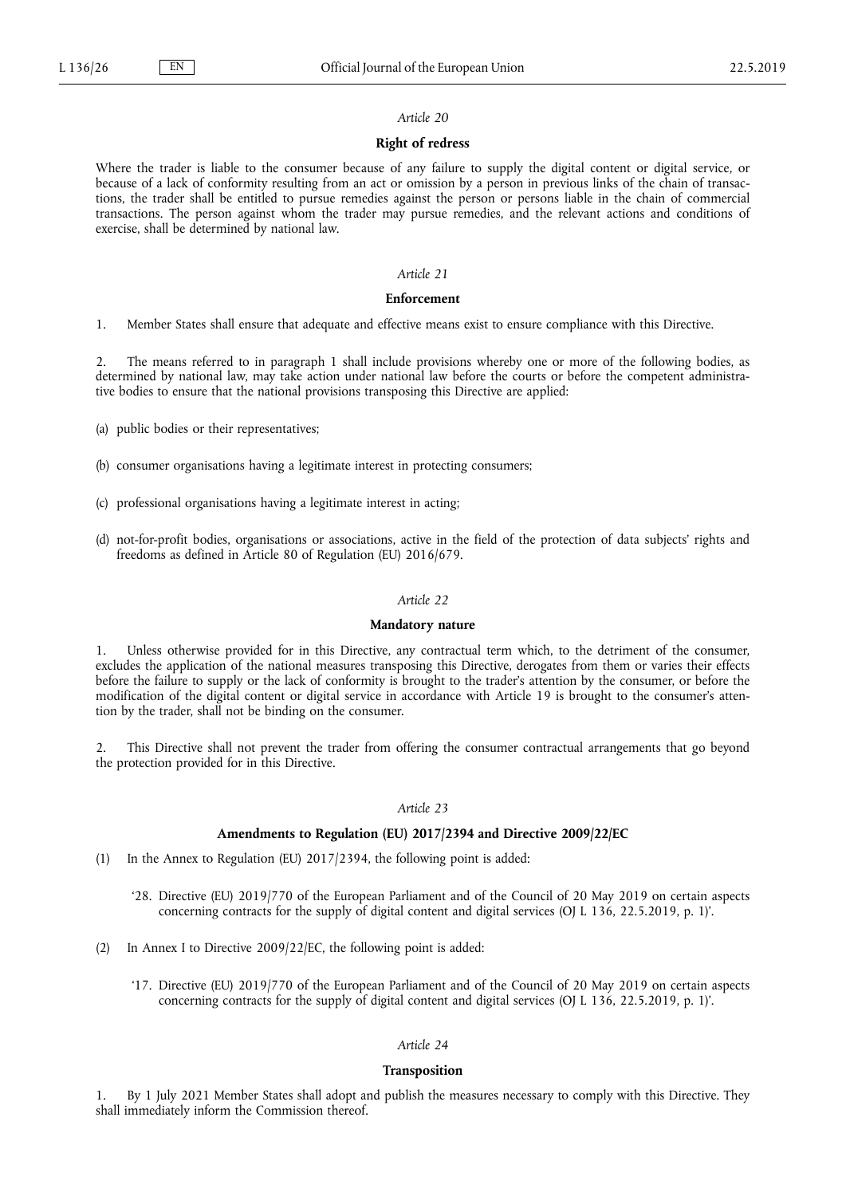*Article 20*

**Right of redress**

Where the trader is liable to the consumer because of any failure to supply the digital content or digital service, or because of a lack of conformity resulting from an act or omission by a person in previous links of the chain of transactions, the trader shall be entitled to pursue remedies against the person or persons liable in the chain of commercial transactions. The person against whom the trader may pursue remedies, and the relevant actions and conditions of exercise, shall be determined by national law.

*Article 21*

**Enforcement**

1. Member States shall ensure that adequate and effective means exist to ensure compliance with this Directive.

2. The means referred to in paragraph 1 shall include provisions whereby one or more of the following bodies, as determined by national law, may take action under national law before the courts or before the competent administrative bodies to ensure that the national provisions transposing this Directive are applied:

(a) public bodies or their representatives;

(b) consumer organisations having a legitimate interest in protecting consumers;

(c) professional organisations having a legitimate interest in acting;

(d) not-for-profit bodies, organisations or associations, active in the field of the protection of data subjects' rights and freedoms as defined in Article 80 of Regulation (EU) 2016/679.

*Article 22*

**Mandatory nature**

1. Unless otherwise provided for in this Directive, any contractual term which, to the detriment of the consumer, excludes the application of the national measures transposing this Directive, derogates from them or varies their effects before the failure to supply or the lack of conformity is brought to the trader's attention by the consumer, or before the modification of the digital content or digital service in accordance with Article 19 is brought to the consumer's attention by the trader, shall not be binding on the consumer.

2. This Directive shall not prevent the trader from offering the consumer contractual arrangements that go beyond the protection provided for in this Directive.

*Article 23*

**Amendments to Regulation (EU) 2017/2394 and Directive 2009/22/EC**

(1) In the Annex to Regulation (EU) 2017/2394, the following point is added:

'28. Directive (EU) 2019/770 of the European Parliament and of the Council of 20 May 2019 on certain aspects concerning contracts for the supply of digital content and digital services (OJ L 136, 22.5.2019, p. 1)'.

(2) In Annex I to Directive 2009/22/EC, the following point is added:

'17. Directive (EU) 2019/770 of the European Parliament and of the Council of 20 May 2019 on certain aspects concerning contracts for the supply of digital content and digital services (OJ L 136, 22.5.2019, p. 1)'.

*Article 24*

**Transposition**

1. By 1 July 2021 Member States shall adopt and publish the measures necessary to comply with this Directive. They shall immediately inform the Commission thereof.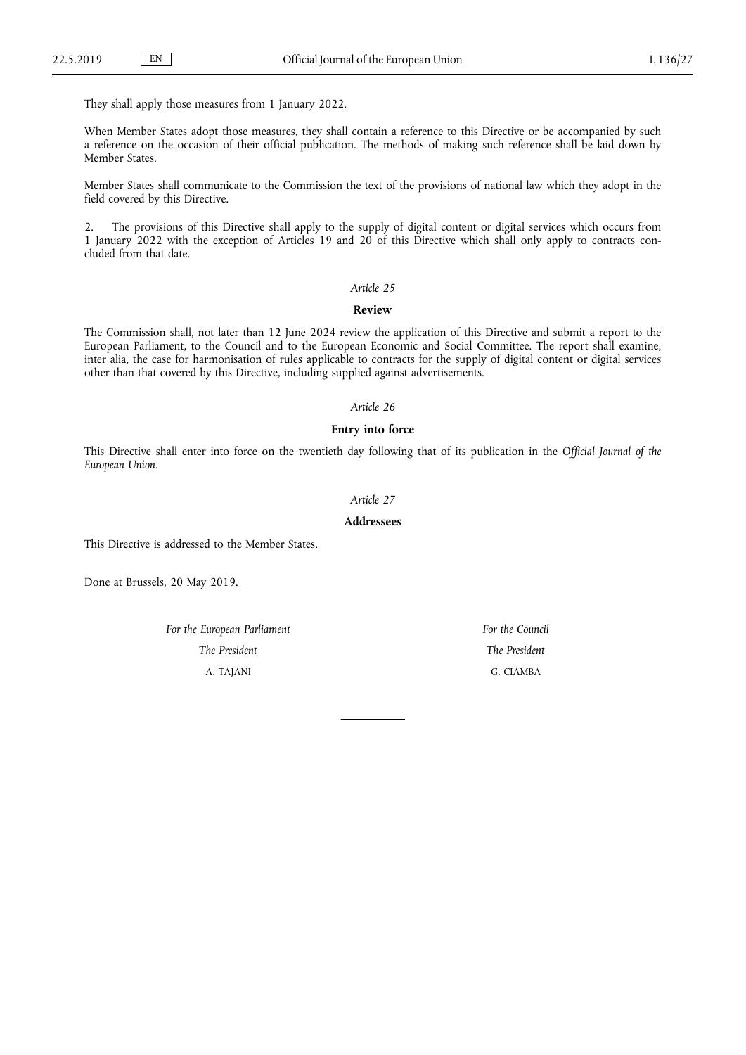They shall apply those measures from 1 January 2022.

When Member States adopt those measures, they shall contain a reference to this Directive or be accompanied by such a reference on the occasion of their official publication. The methods of making such reference shall be laid down by Member States.

Member States shall communicate to the Commission the text of the provisions of national law which they adopt in the field covered by this Directive.

2. The provisions of this Directive shall apply to the supply of digital content or digital services which occurs from 1 January 2022 with the exception of Articles 19 and 20 of this Directive which shall only apply to contracts concluded from that date.

*Article 25*

**Review**

The Commission shall, not later than 12 June 2024 review the application of this Directive and submit a report to the European Parliament, to the Council and to the European Economic and Social Committee. The report shall examine, inter alia, the case for harmonisation of rules applicable to contracts for the supply of digital content or digital services other than that covered by this Directive, including supplied against advertisements.

*Article 26*

**Entry into force**

This Directive shall enter into force on the twentieth day following that of its publication in the *Official Journal of the European Union*.

*Article 27*

**Addressees**

This Directive is addressed to the Member States.

Done at Brussels, 20 May 2019.

*For the European Parliament*

*The President*

A. TAJANI

*For the Council*

*The President*

G. CIAMBA